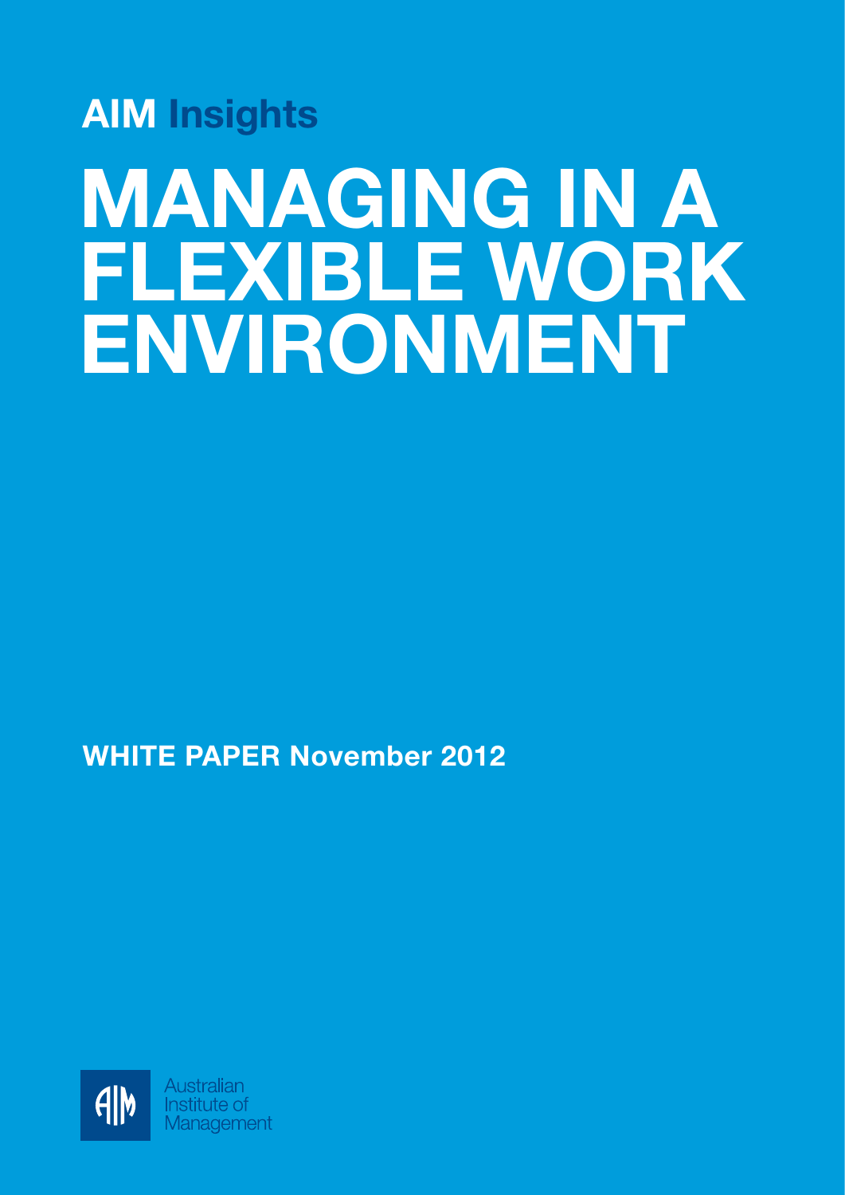**AIM Insights**

# MANAGING IN A FLEXIBLE WORK ENVIRONMENT

**WHITE PAPER November 2012**

Australian Institute of Management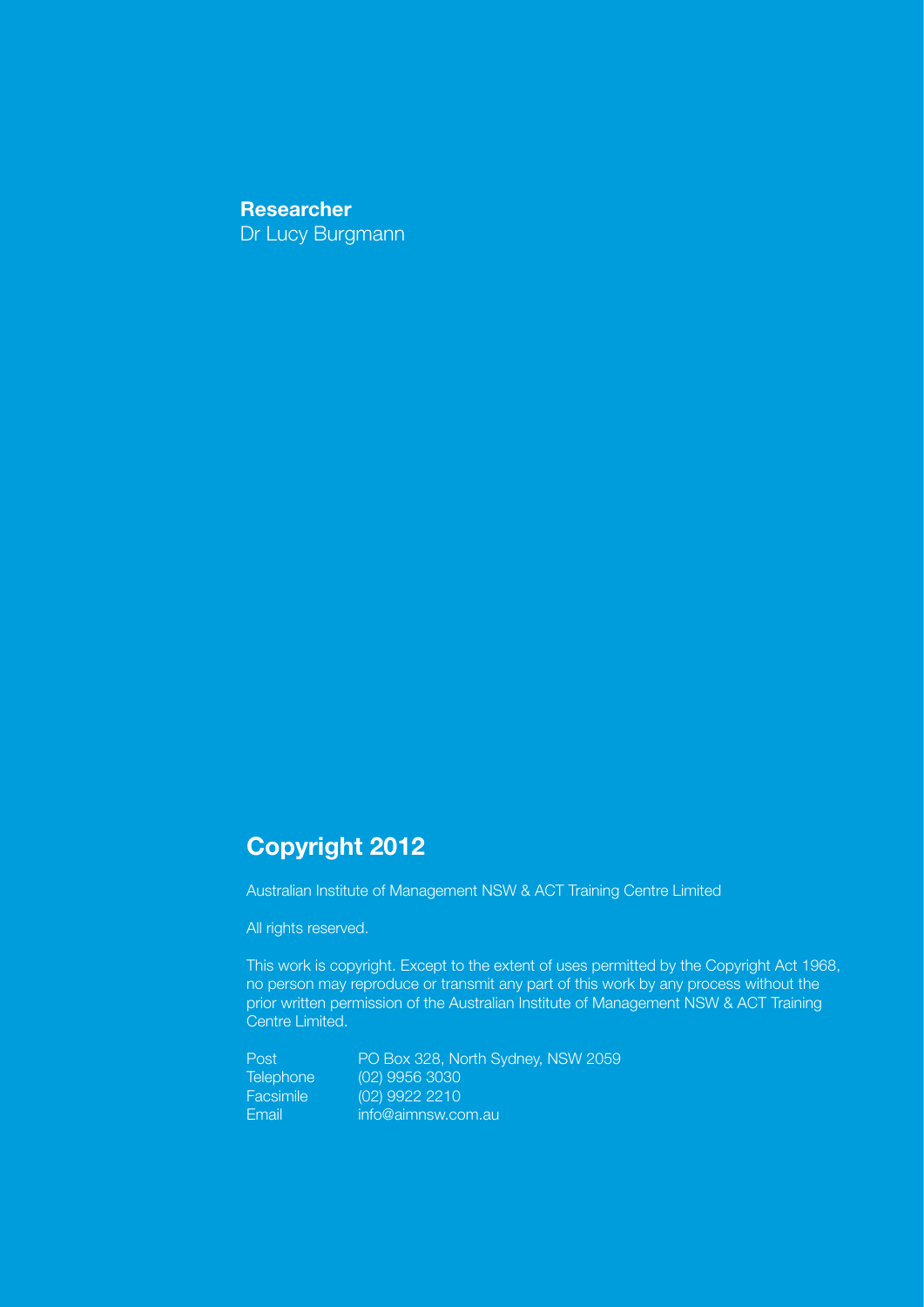**Researcher**
Dr Lucy Burgmann

## Copyright 2012

Australian Institute of Management NSW & ACT Training Centre Limited

All rights reserved.

This work is copyright. Except to the extent of uses permitted by the Copyright Act 1968, no person may reproduce or transmit any part of this work by any process without the prior written permission of the Australian Institute of Management NSW & ACT Training Centre Limited.

| | |
|---|---|
| Post | PO Box 328, North Sydney, NSW 2059 |
| Telephone | (02) 9956 3030 |
| Facsimile | (02) 9922 2210 |
| Email | info@aimnsw.com.au |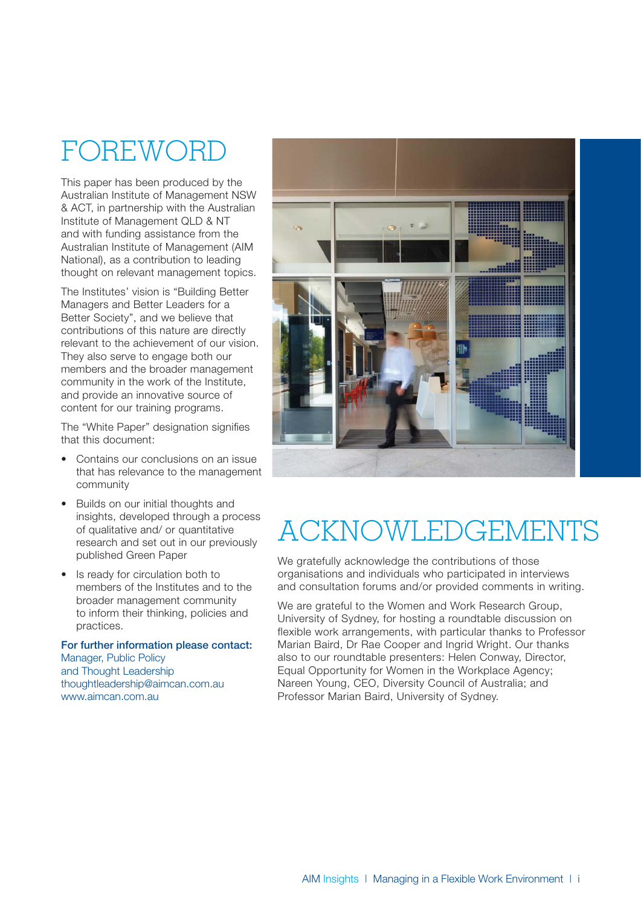# FOREWORD

This paper has been produced by the Australian Institute of Management NSW & ACT, in partnership with the Australian Institute of Management QLD & NT and with funding assistance from the Australian Institute of Management (AIM National), as a contribution to leading thought on relevant management topics.

The Institutes' vision is "Building Better Managers and Better Leaders for a Better Society", and we believe that contributions of this nature are directly relevant to the achievement of our vision. They also serve to engage both our members and the broader management community in the work of the Institute, and provide an innovative source of content for our training programs.

The "White Paper" designation signifies that this document:

- Contains our conclusions on an issue that has relevance to the management community
- Builds on our initial thoughts and insights, developed through a process of qualitative and/ or quantitative research and set out in our previously published Green Paper
- Is ready for circulation both to members of the Institutes and to the broader management community to inform their thinking, policies and practices.

**For further information please contact:**
Manager, Public Policy
and Thought Leadership
thoughtleadership@aimcan.com.au
www.aimcan.com.au

# ACKNOWLEDGEMENTS

We gratefully acknowledge the contributions of those organisations and individuals who participated in interviews and consultation forums and/or provided comments in writing.

We are grateful to the Women and Work Research Group, University of Sydney, for hosting a roundtable discussion on flexible work arrangements, with particular thanks to Professor Marian Baird, Dr Rae Cooper and Ingrid Wright. Our thanks also to our roundtable presenters: Helen Conway, Director, Equal Opportunity for Women in the Workplace Agency; Nareen Young, CEO, Diversity Council of Australia; and Professor Marian Baird, University of Sydney.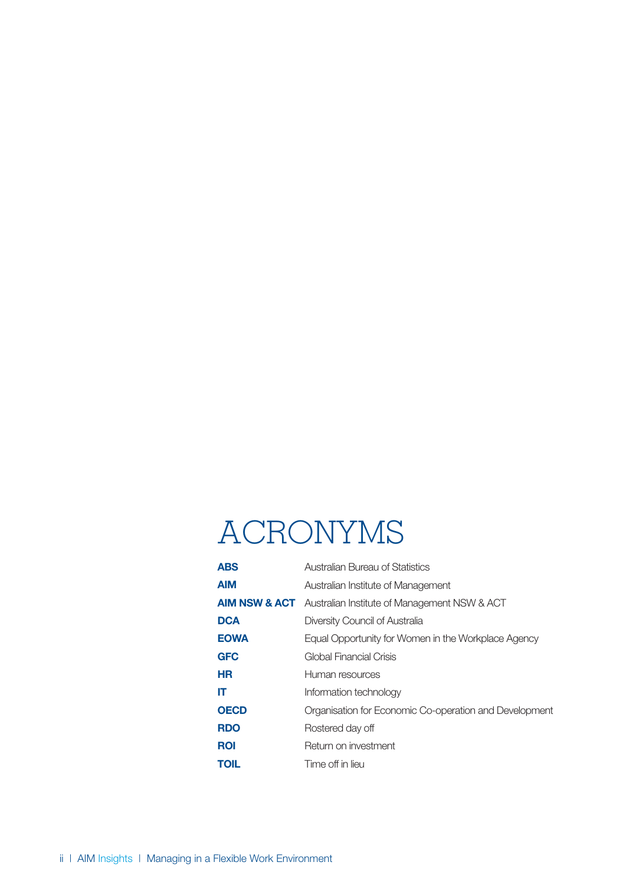# ACRONYMS

| | |
|---|---|
| **ABS** | Australian Bureau of Statistics |
| **AIM** | Australian Institute of Management |
| **AIM NSW & ACT** | Australian Institute of Management NSW & ACT |
| **DCA** | Diversity Council of Australia |
| **EOWA** | Equal Opportunity for Women in the Workplace Agency |
| **GFC** | Global Financial Crisis |
| **HR** | Human resources |
| **IT** | Information technology |
| **OECD** | Organisation for Economic Co-operation and Development |
| **RDO** | Rostered day off |
| **ROI** | Return on investment |
| **TOIL** | Time off in lieu |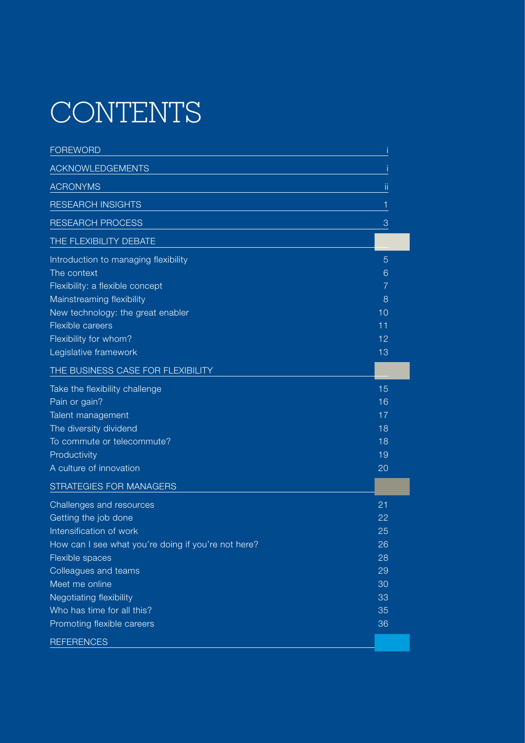# CONTENTS

| | |
|---|---|
| FOREWORD | i |
| ACKNOWLEDGEMENTS | i |
| ACRONYMS | ii |
| RESEARCH INSIGHTS | 1 |
| RESEARCH PROCESS | 3 |
| **THE FLEXIBILITY DEBATE** | |
| Introduction to managing flexibility | 5 |
| The context | 6 |
| Flexibility: a flexible concept | 7 |
| Mainstreaming flexibility | 8 |
| New technology: the great enabler | 10 |
| Flexible careers | 11 |
| Flexibility for whom? | 12 |
| Legislative framework | 13 |
| **THE BUSINESS CASE FOR FLEXIBILITY** | |
| Take the flexibility challenge | 15 |
| Pain or gain? | 16 |
| Talent management | 17 |
| The diversity dividend | 18 |
| To commute or telecommute? | 18 |
| Productivity | 19 |
| A culture of innovation | 20 |
| **STRATEGIES FOR MANAGERS** | |
| Challenges and resources | 21 |
| Getting the job done | 22 |
| Intensification of work | 25 |
| How can I see what you're doing if you're not here? | 26 |
| Flexible spaces | 28 |
| Colleagues and teams | 29 |
| Meet me online | 30 |
| Negotiating flexibility | 33 |
| Who has time for all this? | 35 |
| Promoting flexible careers | 36 |
| **REFERENCES** | |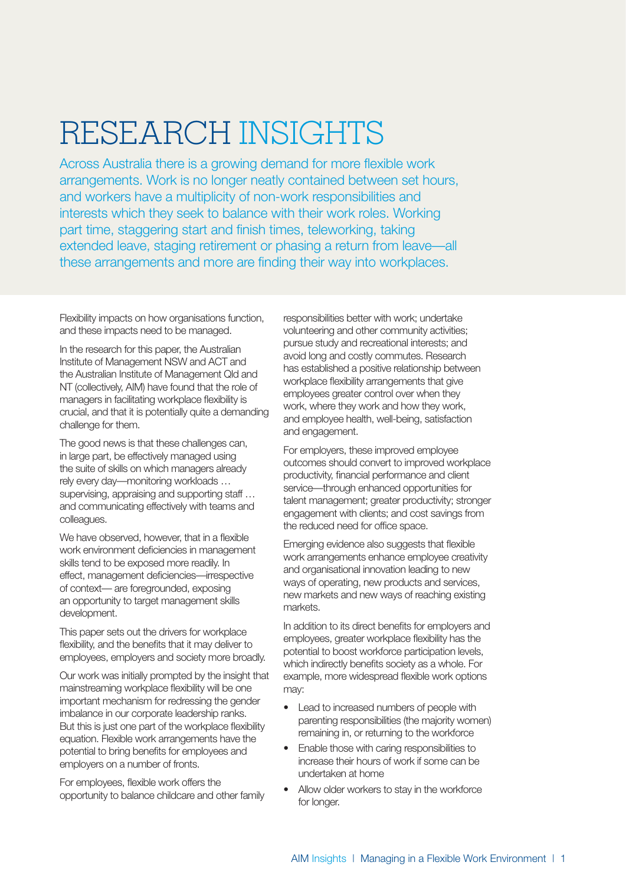# RESEARCH INSIGHTS

Across Australia there is a growing demand for more flexible work arrangements. Work is no longer neatly contained between set hours, and workers have a multiplicity of non-work responsibilities and interests which they seek to balance with their work roles. Working part time, staggering start and finish times, teleworking, taking extended leave, staging retirement or phasing a return from leave—all these arrangements and more are finding their way into workplaces.

Flexibility impacts on how organisations function, and these impacts need to be managed.

In the research for this paper, the Australian Institute of Management NSW and ACT and the Australian Institute of Management Qld and NT (collectively, AIM) have found that the role of managers in facilitating workplace flexibility is crucial, and that it is potentially quite a demanding challenge for them.

The good news is that these challenges can, in large part, be effectively managed using the suite of skills on which managers already rely every day—monitoring workloads … supervising, appraising and supporting staff … and communicating effectively with teams and colleagues.

We have observed, however, that in a flexible work environment deficiencies in management skills tend to be exposed more readily. In effect, management deficiencies—irrespective of context— are foregrounded, exposing an opportunity to target management skills development.

This paper sets out the drivers for workplace flexibility, and the benefits that it may deliver to employees, employers and society more broadly.

Our work was initially prompted by the insight that mainstreaming workplace flexibility will be one important mechanism for redressing the gender imbalance in our corporate leadership ranks. But this is just one part of the workplace flexibility equation. Flexible work arrangements have the potential to bring benefits for employees and employers on a number of fronts.

For employees, flexible work offers the opportunity to balance childcare and other family responsibilities better with work; undertake volunteering and other community activities; pursue study and recreational interests; and avoid long and costly commutes. Research has established a positive relationship between workplace flexibility arrangements that give employees greater control over when they work, where they work and how they work, and employee health, well-being, satisfaction and engagement.

For employers, these improved employee outcomes should convert to improved workplace productivity, financial performance and client service—through enhanced opportunities for talent management; greater productivity; stronger engagement with clients; and cost savings from the reduced need for office space.

Emerging evidence also suggests that flexible work arrangements enhance employee creativity and organisational innovation leading to new ways of operating, new products and services, new markets and new ways of reaching existing markets.

In addition to its direct benefits for employers and employees, greater workplace flexibility has the potential to boost workforce participation levels, which indirectly benefits society as a whole. For example, more widespread flexible work options may:

- Lead to increased numbers of people with parenting responsibilities (the majority women) remaining in, or returning to the workforce
- Enable those with caring responsibilities to increase their hours of work if some can be undertaken at home
- Allow older workers to stay in the workforce for longer.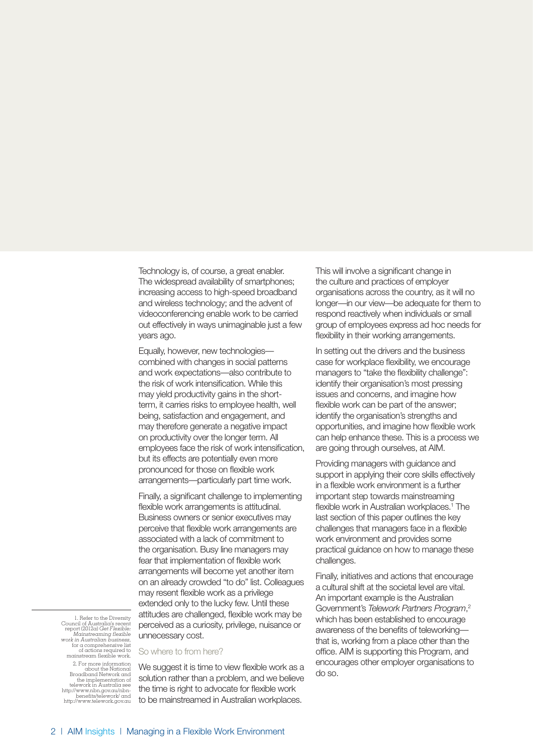Technology is, of course, a great enabler. The widespread availability of smartphones; increasing access to high-speed broadband and wireless technology; and the advent of videoconferencing enable work to be carried out effectively in ways unimaginable just a few years ago.

Equally, however, new technologies—combined with changes in social patterns and work expectations—also contribute to the risk of work intensification. While this may yield productivity gains in the short-term, it carries risks to employee health, well being, satisfaction and engagement, and may therefore generate a negative impact on productivity over the longer term. All employees face the risk of work intensification, but its effects are potentially even more pronounced for those on flexible work arrangements—particularly part time work.

Finally, a significant challenge to implementing flexible work arrangements is attitudinal. Business owners or senior executives may perceive that flexible work arrangements are associated with a lack of commitment to the organisation. Busy line managers may fear that implementation of flexible work arrangements will become yet another item on an already crowded "to do" list. Colleagues may resent flexible work as a privilege extended only to the lucky few. Until these attitudes are challenged, flexible work may be perceived as a curiosity, privilege, nuisance or unnecessary cost.

## So where to from here?

We suggest it is time to view flexible work as a solution rather than a problem, and we believe the time is right to advocate for flexible work to be mainstreamed in Australian workplaces.

This will involve a significant change in the culture and practices of employer organisations across the country, as it will no longer—in our view—be adequate for them to respond reactively when individuals or small group of employees express ad hoc needs for flexibility in their working arrangements.

In setting out the drivers and the business case for workplace flexibility, we encourage managers to "take the flexibility challenge": identify their organisation's most pressing issues and concerns, and imagine how flexible work can be part of the answer; identify the organisation's strengths and opportunities, and imagine how flexible work can help enhance these. This is a process we are going through ourselves, at AIM.

Providing managers with guidance and support in applying their core skills effectively in a flexible work environment is a further important step towards mainstreaming flexible work in Australian workplaces.[1] The last section of this paper outlines the key challenges that managers face in a flexible work environment and provides some practical guidance on how to manage these challenges.

Finally, initiatives and actions that encourage a cultural shift at the societal level are vital. An important example is the Australian Government's *Telework Partners Program*,[2] which has been established to encourage awareness of the benefits of teleworking—that is, working from a place other than the office. AIM is supporting this Program, and encourages other employer organisations to do so.

---

1. Refer to the Diversity Council of Australia's recent report (2012a) *Get Flexible: Mainstreaming flexible work in Australian business*, for a comprehensive list of actions required to mainstream flexible work.

2. For more information about the National Broadband Network and the implementation of telework in Australia see http://www.nbn.gov.au/nbn-benefits/telework/ and http://www.telework.gov.au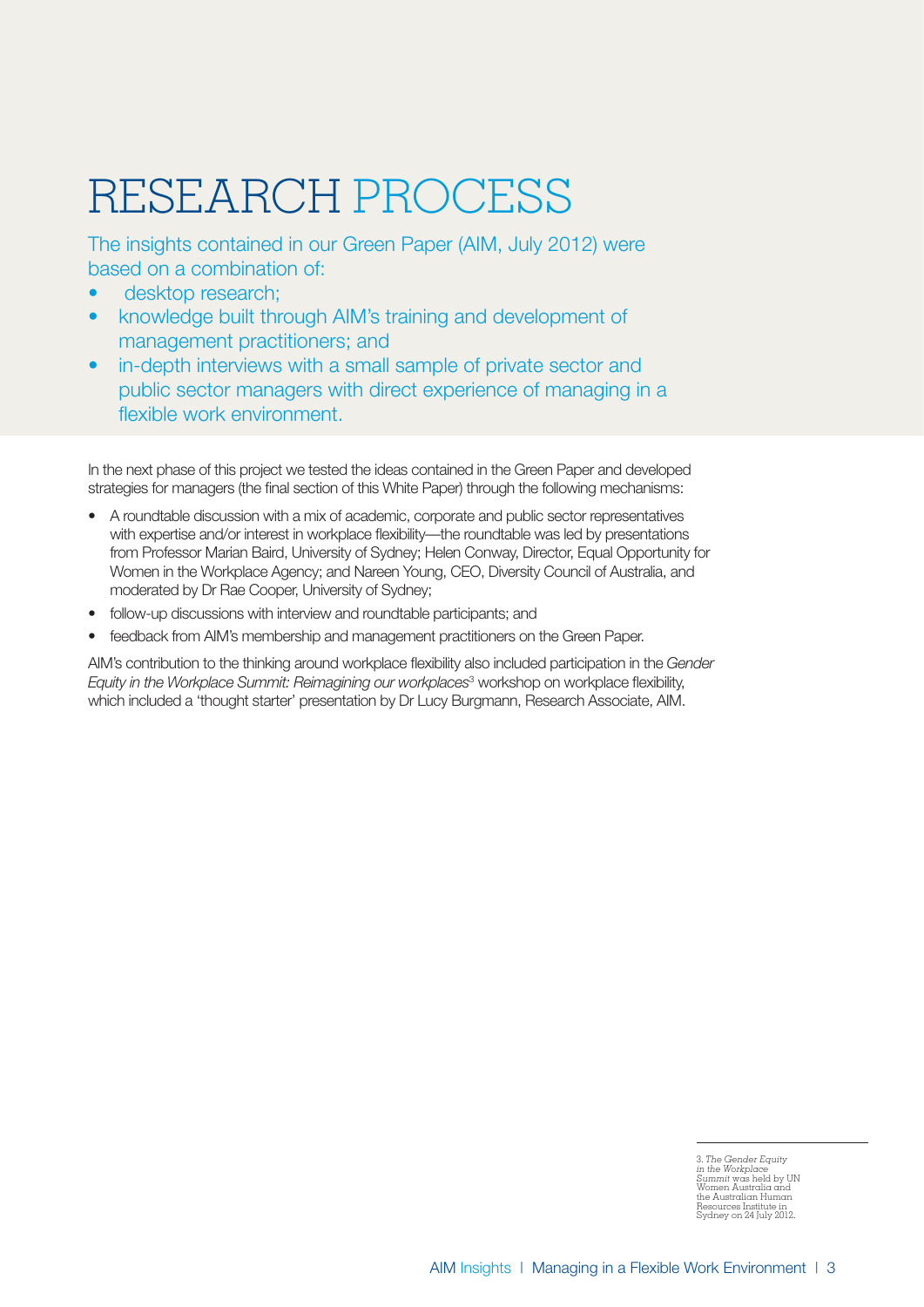# RESEARCH PROCESS

The insights contained in our Green Paper (AIM, July 2012) were based on a combination of:

- desktop research;
- knowledge built through AIM's training and development of management practitioners; and
- in-depth interviews with a small sample of private sector and public sector managers with direct experience of managing in a flexible work environment.

In the next phase of this project we tested the ideas contained in the Green Paper and developed strategies for managers (the final section of this White Paper) through the following mechanisms:

- A roundtable discussion with a mix of academic, corporate and public sector representatives with expertise and/or interest in workplace flexibility—the roundtable was led by presentations from Professor Marian Baird, University of Sydney; Helen Conway, Director, Equal Opportunity for Women in the Workplace Agency; and Nareen Young, CEO, Diversity Council of Australia, and moderated by Dr Rae Cooper, University of Sydney;
- follow-up discussions with interview and roundtable participants; and
- feedback from AIM's membership and management practitioners on the Green Paper.

AIM's contribution to the thinking around workplace flexibility also included participation in the *Gender Equity in the Workplace Summit: Reimagining our workplaces*[3] workshop on workplace flexibility, which included a 'thought starter' presentation by Dr Lucy Burgmann, Research Associate, AIM.

3. *The Gender Equity in the Workplace Summit* was held by UN Women Australia and the Australian Human Resources Institute in Sydney on 24 July 2012.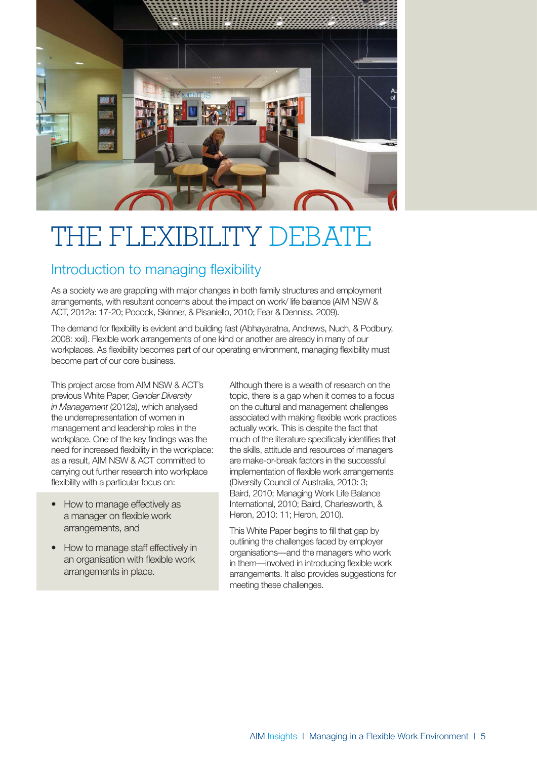# THE FLEXIBILITY DEBATE

## Introduction to managing flexibility

As a society we are grappling with major changes in both family structures and employment arrangements, with resultant concerns about the impact on work/ life balance (AIM NSW & ACT, 2012a: 17-20; Pocock, Skinner, & Pisaniello, 2010; Fear & Denniss, 2009).

The demand for flexibility is evident and building fast (Abhayaratna, Andrews, Nuch, & Podbury, 2008: xxii). Flexible work arrangements of one kind or another are already in many of our workplaces. As flexibility becomes part of our operating environment, managing flexibility must become part of our core business.

This project arose from AIM NSW & ACT's previous White Paper, *Gender Diversity in Management* (2012a), which analysed the underrepresentation of women in management and leadership roles in the workplace. One of the key findings was the need for increased flexibility in the workplace: as a result, AIM NSW & ACT committed to carrying out further research into workplace flexibility with a particular focus on:

- How to manage effectively as a manager on flexible work arrangements, and
- How to manage staff effectively in an organisation with flexible work arrangements in place.

Although there is a wealth of research on the topic, there is a gap when it comes to a focus on the cultural and management challenges associated with making flexible work practices actually work. This is despite the fact that much of the literature specifically identifies that the skills, attitude and resources of managers are make-or-break factors in the successful implementation of flexible work arrangements (Diversity Council of Australia, 2010: 3; Baird, 2010; Managing Work Life Balance International, 2010; Baird, Charlesworth, & Heron, 2010: 11; Heron, 2010).

This White Paper begins to fill that gap by outlining the challenges faced by employer organisations—and the managers who work in them—involved in introducing flexible work arrangements. It also provides suggestions for meeting these challenges.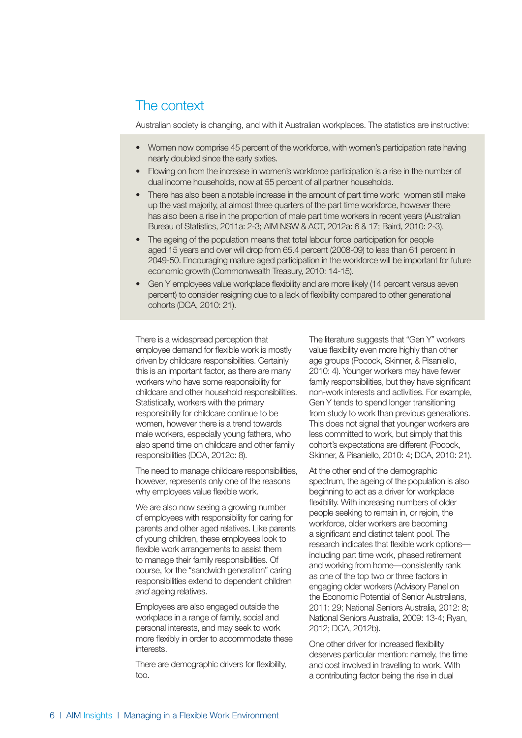## The context

Australian society is changing, and with it Australian workplaces. The statistics are instructive:

- Women now comprise 45 percent of the workforce, with women's participation rate having nearly doubled since the early sixties.
- Flowing on from the increase in women's workforce participation is a rise in the number of dual income households, now at 55 percent of all partner households.
- There has also been a notable increase in the amount of part time work: women still make up the vast majority, at almost three quarters of the part time workforce, however there has also been a rise in the proportion of male part time workers in recent years (Australian Bureau of Statistics, 2011a: 2-3; AIM NSW & ACT, 2012a: 6 & 17; Baird, 2010: 2-3).
- The ageing of the population means that total labour force participation for people aged 15 years and over will drop from 65.4 percent (2008-09) to less than 61 percent in 2049-50. Encouraging mature aged participation in the workforce will be important for future economic growth (Commonwealth Treasury, 2010: 14-15).
- Gen Y employees value workplace flexibility and are more likely (14 percent versus seven percent) to consider resigning due to a lack of flexibility compared to other generational cohorts (DCA, 2010: 21).

There is a widespread perception that employee demand for flexible work is mostly driven by childcare responsibilities. Certainly this is an important factor, as there are many workers who have some responsibility for childcare and other household responsibilities. Statistically, workers with the primary responsibility for childcare continue to be women, however there is a trend towards male workers, especially young fathers, who also spend time on childcare and other family responsibilities (DCA, 2012c: 8).

The need to manage childcare responsibilities, however, represents only one of the reasons why employees value flexible work.

We are also now seeing a growing number of employees with responsibility for caring for parents and other aged relatives. Like parents of young children, these employees look to flexible work arrangements to assist them to manage their family responsibilities. Of course, for the "sandwich generation" caring responsibilities extend to dependent children *and* ageing relatives.

Employees are also engaged outside the workplace in a range of family, social and personal interests, and may seek to work more flexibly in order to accommodate these interests.

There are demographic drivers for flexibility, too.

The literature suggests that "Gen Y" workers value flexibility even more highly than other age groups (Pocock, Skinner, & Pisaniello, 2010: 4). Younger workers may have fewer family responsibilities, but they have significant non-work interests and activities. For example, Gen Y tends to spend longer transitioning from study to work than previous generations. This does not signal that younger workers are less committed to work, but simply that this cohort's expectations are different (Pocock, Skinner, & Pisaniello, 2010: 4; DCA, 2010: 21).

At the other end of the demographic spectrum, the ageing of the population is also beginning to act as a driver for workplace flexibility. With increasing numbers of older people seeking to remain in, or rejoin, the workforce, older workers are becoming a significant and distinct talent pool. The research indicates that flexible work options—including part time work, phased retirement and working from home—consistently rank as one of the top two or three factors in engaging older workers (Advisory Panel on the Economic Potential of Senior Australians, 2011: 29; National Seniors Australia, 2012: 8; National Seniors Australia, 2009: 13-4; Ryan, 2012; DCA, 2012b).

One other driver for increased flexibility deserves particular mention: namely, the time and cost involved in travelling to work. With a contributing factor being the rise in dual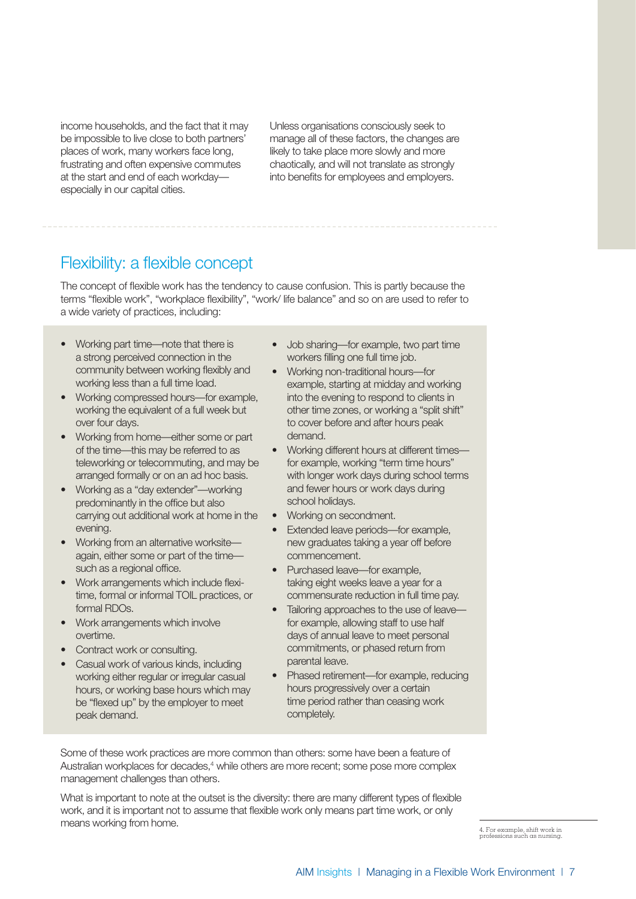income households, and the fact that it may be impossible to live close to both partners' places of work, many workers face long, frustrating and often expensive commutes at the start and end of each workday—especially in our capital cities.

Unless organisations consciously seek to manage all of these factors, the changes are likely to take place more slowly and more chaotically, and will not translate as strongly into benefits for employees and employers.

## Flexibility: a flexible concept

The concept of flexible work has the tendency to cause confusion. This is partly because the terms "flexible work", "workplace flexibility", "work/ life balance" and so on are used to refer to a wide variety of practices, including:

- Working part time—note that there is a strong perceived connection in the community between working flexibly and working less than a full time load.
- Working compressed hours—for example, working the equivalent of a full week but over four days.
- Working from home—either some or part of the time—this may be referred to as teleworking or telecommuting, and may be arranged formally or on an ad hoc basis.
- Working as a "day extender"—working predominantly in the office but also carrying out additional work at home in the evening.
- Working from an alternative worksite—again, either some or part of the time—such as a regional office.
- Work arrangements which include flexi-time, formal or informal TOIL practices, or formal RDOs.
- Work arrangements which involve overtime.
- Contract work or consulting.
- Casual work of various kinds, including working either regular or irregular casual hours, or working base hours which may be "flexed up" by the employer to meet peak demand.
- Job sharing—for example, two part time workers filling one full time job.
- Working non-traditional hours—for example, starting at midday and working into the evening to respond to clients in other time zones, or working a "split shift" to cover before and after hours peak demand.
- Working different hours at different times—for example, working "term time hours" with longer work days during school terms and fewer hours or work days during school holidays.
- Working on secondment.
- Extended leave periods—for example, new graduates taking a year off before commencement.
- Purchased leave—for example, taking eight weeks leave a year for a commensurate reduction in full time pay.
- Tailoring approaches to the use of leave—for example, allowing staff to use half days of annual leave to meet personal commitments, or phased return from parental leave.
- Phased retirement—for example, reducing hours progressively over a certain time period rather than ceasing work completely.

Some of these work practices are more common than others: some have been a feature of Australian workplaces for decades,[4] while others are more recent; some pose more complex management challenges than others.

What is important to note at the outset is the diversity: there are many different types of flexible work, and it is important not to assume that flexible work only means part time work, or only means working from home.

4. For example, shift work in professions such as nursing.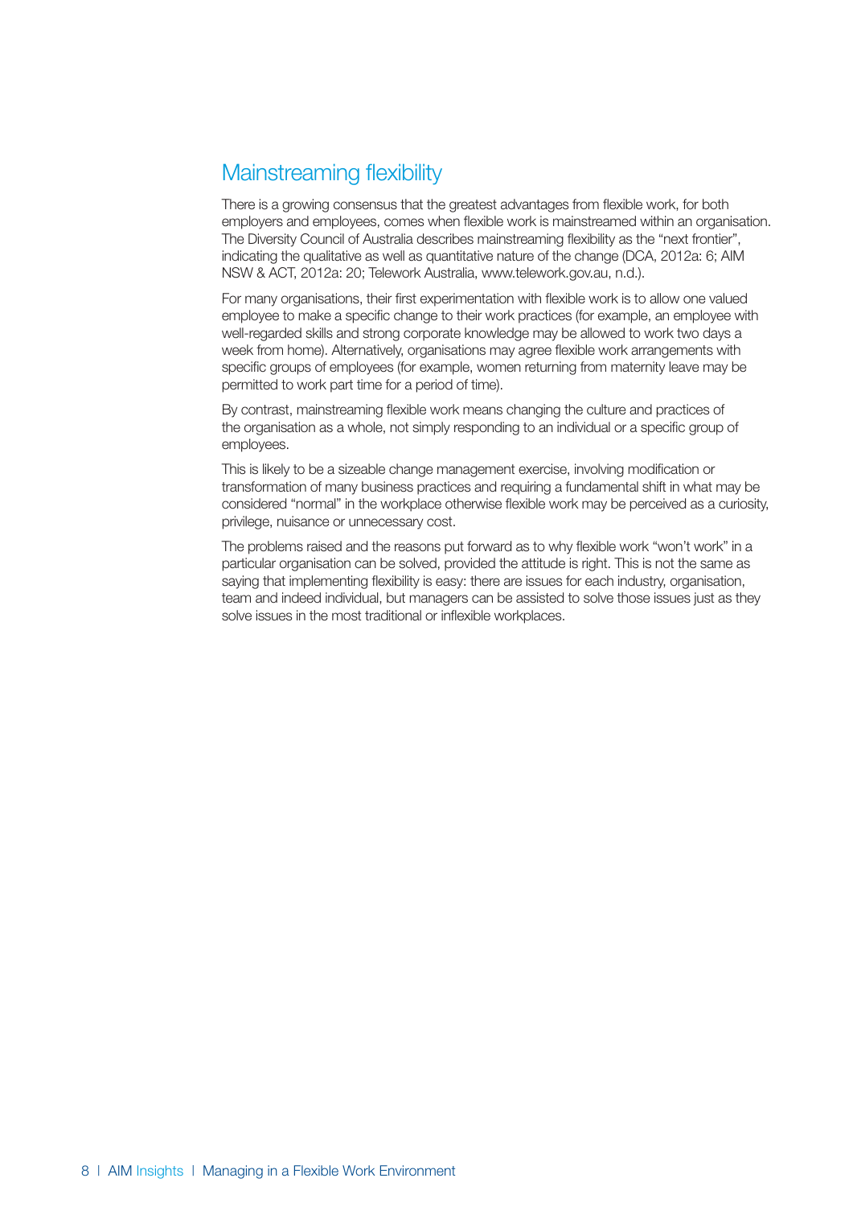## Mainstreaming flexibility

There is a growing consensus that the greatest advantages from flexible work, for both employers and employees, comes when flexible work is mainstreamed within an organisation. The Diversity Council of Australia describes mainstreaming flexibility as the "next frontier", indicating the qualitative as well as quantitative nature of the change (DCA, 2012a: 6; AIM NSW & ACT, 2012a: 20; Telework Australia, www.telework.gov.au, n.d.).

For many organisations, their first experimentation with flexible work is to allow one valued employee to make a specific change to their work practices (for example, an employee with well-regarded skills and strong corporate knowledge may be allowed to work two days a week from home). Alternatively, organisations may agree flexible work arrangements with specific groups of employees (for example, women returning from maternity leave may be permitted to work part time for a period of time).

By contrast, mainstreaming flexible work means changing the culture and practices of the organisation as a whole, not simply responding to an individual or a specific group of employees.

This is likely to be a sizeable change management exercise, involving modification or transformation of many business practices and requiring a fundamental shift in what may be considered "normal" in the workplace otherwise flexible work may be perceived as a curiosity, privilege, nuisance or unnecessary cost.

The problems raised and the reasons put forward as to why flexible work "won't work" in a particular organisation can be solved, provided the attitude is right. This is not the same as saying that implementing flexibility is easy: there are issues for each industry, organisation, team and indeed individual, but managers can be assisted to solve those issues just as they solve issues in the most traditional or inflexible workplaces.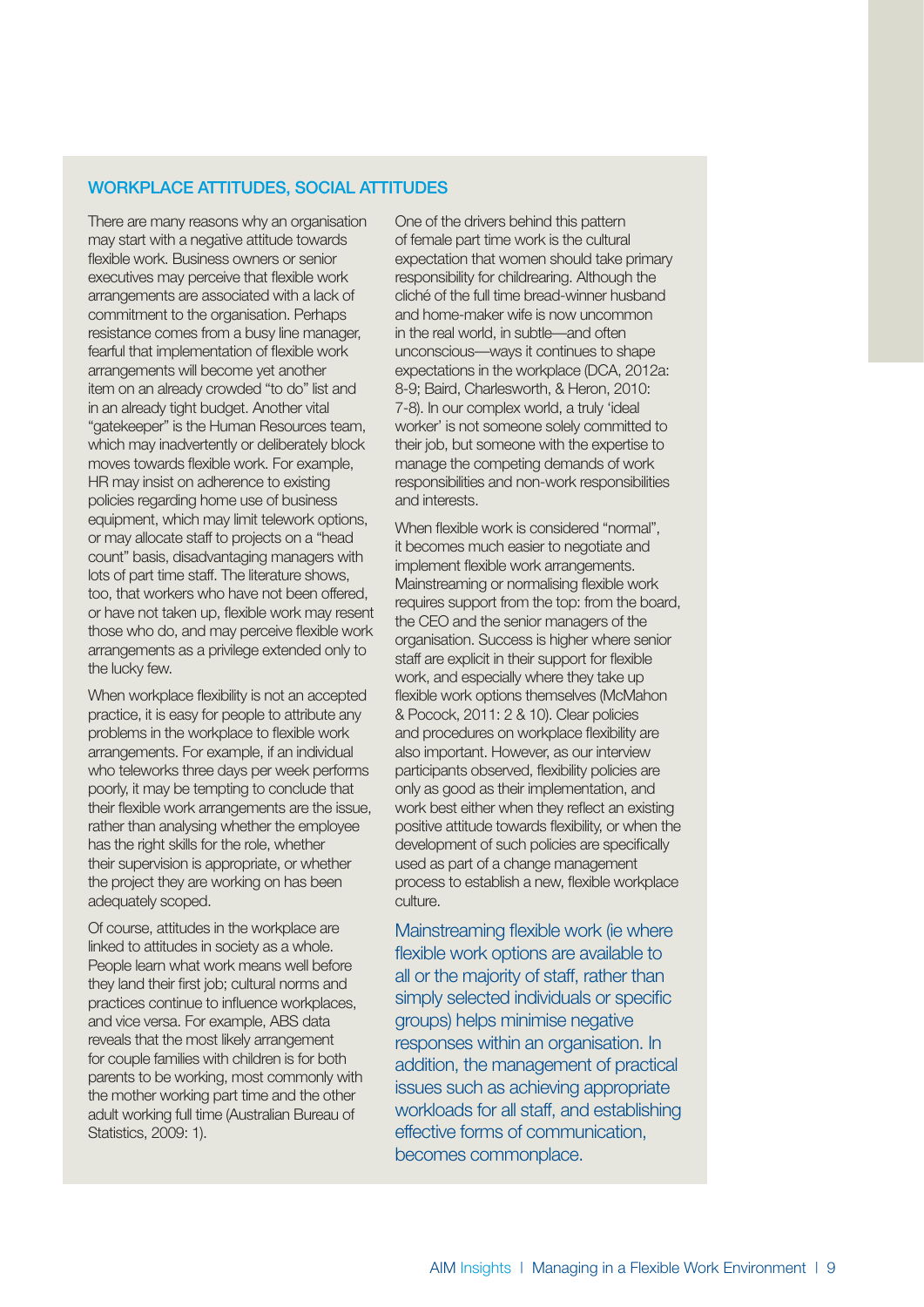## WORKPLACE ATTITUDES, SOCIAL ATTITUDES

There are many reasons why an organisation may start with a negative attitude towards flexible work. Business owners or senior executives may perceive that flexible work arrangements are associated with a lack of commitment to the organisation. Perhaps resistance comes from a busy line manager, fearful that implementation of flexible work arrangements will become yet another item on an already crowded "to do" list and in an already tight budget. Another vital "gatekeeper" is the Human Resources team, which may inadvertently or deliberately block moves towards flexible work. For example, HR may insist on adherence to existing policies regarding home use of business equipment, which may limit telework options, or may allocate staff to projects on a "head count" basis, disadvantaging managers with lots of part time staff. The literature shows, too, that workers who have not been offered, or have not taken up, flexible work may resent those who do, and may perceive flexible work arrangements as a privilege extended only to the lucky few.

When workplace flexibility is not an accepted practice, it is easy for people to attribute any problems in the workplace to flexible work arrangements. For example, if an individual who teleworks three days per week performs poorly, it may be tempting to conclude that their flexible work arrangements are the issue, rather than analysing whether the employee has the right skills for the role, whether their supervision is appropriate, or whether the project they are working on has been adequately scoped.

Of course, attitudes in the workplace are linked to attitudes in society as a whole. People learn what work means well before they land their first job; cultural norms and practices continue to influence workplaces, and vice versa. For example, ABS data reveals that the most likely arrangement for couple families with children is for both parents to be working, most commonly with the mother working part time and the other adult working full time (Australian Bureau of Statistics, 2009: 1).

One of the drivers behind this pattern of female part time work is the cultural expectation that women should take primary responsibility for childrearing. Although the cliché of the full time bread-winner husband and home-maker wife is now uncommon in the real world, in subtle—and often unconscious—ways it continues to shape expectations in the workplace (DCA, 2012a: 8-9; Baird, Charlesworth, & Heron, 2010: 7-8). In our complex world, a truly 'ideal worker' is not someone solely committed to their job, but someone with the expertise to manage the competing demands of work responsibilities and non-work responsibilities and interests.

When flexible work is considered "normal", it becomes much easier to negotiate and implement flexible work arrangements. Mainstreaming or normalising flexible work requires support from the top: from the board, the CEO and the senior managers of the organisation. Success is higher where senior staff are explicit in their support for flexible work, and especially where they take up flexible work options themselves (McMahon & Pocock, 2011: 2 & 10). Clear policies and procedures on workplace flexibility are also important. However, as our interview participants observed, flexibility policies are only as good as their implementation, and work best either when they reflect an existing positive attitude towards flexibility, or when the development of such policies are specifically used as part of a change management process to establish a new, flexible workplace culture.

Mainstreaming flexible work (ie where flexible work options are available to all or the majority of staff, rather than simply selected individuals or specific groups) helps minimise negative responses within an organisation. In addition, the management of practical issues such as achieving appropriate workloads for all staff, and establishing effective forms of communication, becomes commonplace.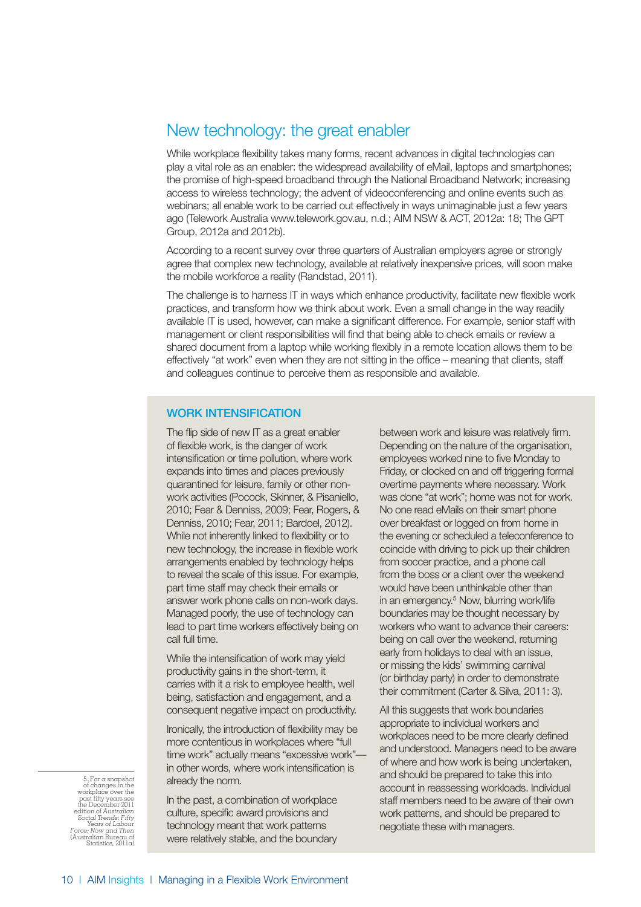## New technology: the great enabler

While workplace flexibility takes many forms, recent advances in digital technologies can play a vital role as an enabler: the widespread availability of eMail, laptops and smartphones; the promise of high-speed broadband through the National Broadband Network; increasing access to wireless technology; the advent of videoconferencing and online events such as webinars; all enable work to be carried out effectively in ways unimaginable just a few years ago (Telework Australia www.telework.gov.au, n.d.; AIM NSW & ACT, 2012a: 18; The GPT Group, 2012a and 2012b).

According to a recent survey over three quarters of Australian employers agree or strongly agree that complex new technology, available at relatively inexpensive prices, will soon make the mobile workforce a reality (Randstad, 2011).

The challenge is to harness IT in ways which enhance productivity, facilitate new flexible work practices, and transform how we think about work. Even a small change in the way readily available IT is used, however, can make a significant difference. For example, senior staff with management or client responsibilities will find that being able to check emails or review a shared document from a laptop while working flexibly in a remote location allows them to be effectively "at work" even when they are not sitting in the office – meaning that clients, staff and colleagues continue to perceive them as responsible and available.

### WORK INTENSIFICATION

The flip side of new IT as a great enabler of flexible work, is the danger of work intensification or time pollution, where work expands into times and places previously quarantined for leisure, family or other non-work activities (Pocock, Skinner, & Pisaniello, 2010; Fear & Denniss, 2009; Fear, Rogers, & Denniss, 2010; Fear, 2011; Bardoel, 2012). While not inherently linked to flexibility or to new technology, the increase in flexible work arrangements enabled by technology helps to reveal the scale of this issue. For example, part time staff may check their emails or answer work phone calls on non-work days. Managed poorly, the use of technology can lead to part time workers effectively being on call full time.

While the intensification of work may yield productivity gains in the short-term, it carries with it a risk to employee health, well being, satisfaction and engagement, and a consequent negative impact on productivity.

Ironically, the introduction of flexibility may be more contentious in workplaces where "full time work" actually means "excessive work"—in other words, where work intensification is already the norm.

In the past, a combination of workplace culture, specific award provisions and technology meant that work patterns were relatively stable, and the boundary between work and leisure was relatively firm. Depending on the nature of the organisation, employees worked nine to five Monday to Friday, or clocked on and off triggering formal overtime payments where necessary. Work was done "at work"; home was not for work. No one read eMails on their smart phone over breakfast or logged on from home in the evening or scheduled a teleconference to coincide with driving to pick up their children from soccer practice, and a phone call from the boss or a client over the weekend would have been unthinkable other than in an emergency.[5] Now, blurring work/life boundaries may be thought necessary by workers who want to advance their careers: being on call over the weekend, returning early from holidays to deal with an issue, or missing the kids' swimming carnival (or birthday party) in order to demonstrate their commitment (Carter & Silva, 2011: 3).

All this suggests that work boundaries appropriate to individual workers and workplaces need to be more clearly defined and understood. Managers need to be aware of where and how work is being undertaken, and should be prepared to take this into account in reassessing workloads. Individual staff members need to be aware of their own work patterns, and should be prepared to negotiate these with managers.

5. For a snapshot of changes in the workplace over the past fifty years see the December 2011 edition of *Australian Social Trends: Fifty Years of Labour Force: Now and Then* (Australian Bureau of Statistics, 2011a)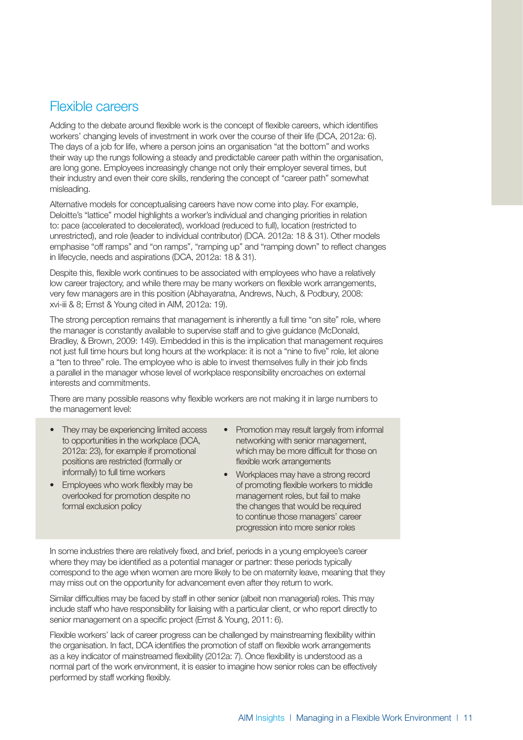## Flexible careers

Adding to the debate around flexible work is the concept of flexible careers, which identifies workers' changing levels of investment in work over the course of their life (DCA, 2012a: 6). The days of a job for life, where a person joins an organisation "at the bottom" and works their way up the rungs following a steady and predictable career path within the organisation, are long gone. Employees increasingly change not only their employer several times, but their industry and even their core skills, rendering the concept of "career path" somewhat misleading.

Alternative models for conceptualising careers have now come into play. For example, Deloitte's "lattice" model highlights a worker's individual and changing priorities in relation to: pace (accelerated to decelerated), workload (reduced to full), location (restricted to unrestricted), and role (leader to individual contributor) (DCA. 2012a: 18 & 31). Other models emphasise "off ramps" and "on ramps", "ramping up" and "ramping down" to reflect changes in lifecycle, needs and aspirations (DCA, 2012a: 18 & 31).

Despite this, flexible work continues to be associated with employees who have a relatively low career trajectory, and while there may be many workers on flexible work arrangements, very few managers are in this position (Abhayaratna, Andrews, Nuch, & Podbury, 2008: xvi-iii & 8; Ernst & Young cited in AIM, 2012a: 19).

The strong perception remains that management is inherently a full time "on site" role, where the manager is constantly available to supervise staff and to give guidance (McDonald, Bradley, & Brown, 2009: 149). Embedded in this is the implication that management requires not just full time hours but long hours at the workplace: it is not a "nine to five" role, let alone a "ten to three" role. The employee who is able to invest themselves fully in their job finds a parallel in the manager whose level of workplace responsibility encroaches on external interests and commitments.

There are many possible reasons why flexible workers are not making it in large numbers to the management level:

- They may be experiencing limited access to opportunities in the workplace (DCA, 2012a: 23), for example if promotional positions are restricted (formally or informally) to full time workers
- Employees who work flexibly may be overlooked for promotion despite no formal exclusion policy
- Promotion may result largely from informal networking with senior management, which may be more difficult for those on flexible work arrangements
- Workplaces may have a strong record of promoting flexible workers to middle management roles, but fail to make the changes that would be required to continue those managers' career progression into more senior roles

In some industries there are relatively fixed, and brief, periods in a young employee's career where they may be identified as a potential manager or partner: these periods typically correspond to the age when women are more likely to be on maternity leave, meaning that they may miss out on the opportunity for advancement even after they return to work.

Similar difficulties may be faced by staff in other senior (albeit non managerial) roles. This may include staff who have responsibility for liaising with a particular client, or who report directly to senior management on a specific project (Ernst & Young, 2011: 6).

Flexible workers' lack of career progress can be challenged by mainstreaming flexibility within the organisation. In fact, DCA identifies the promotion of staff on flexible work arrangements as a key indicator of mainstreamed flexibility (2012a: 7). Once flexibility is understood as a normal part of the work environment, it is easier to imagine how senior roles can be effectively performed by staff working flexibly.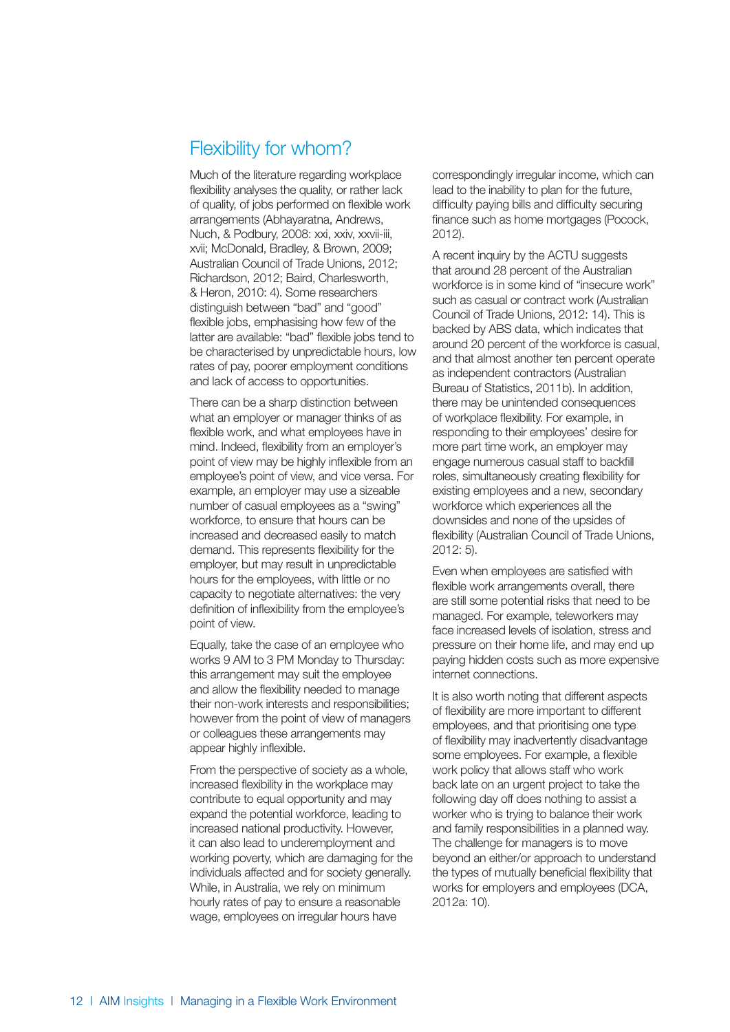## Flexibility for whom?

Much of the literature regarding workplace flexibility analyses the quality, or rather lack of quality, of jobs performed on flexible work arrangements (Abhayaratna, Andrews, Nuch, & Podbury, 2008: xxi, xxiv, xxvii-iii, xvii; McDonald, Bradley, & Brown, 2009; Australian Council of Trade Unions, 2012; Richardson, 2012; Baird, Charlesworth, & Heron, 2010: 4). Some researchers distinguish between "bad" and "good" flexible jobs, emphasising how few of the latter are available: "bad" flexible jobs tend to be characterised by unpredictable hours, low rates of pay, poorer employment conditions and lack of access to opportunities.

There can be a sharp distinction between what an employer or manager thinks of as flexible work, and what employees have in mind. Indeed, flexibility from an employer's point of view may be highly inflexible from an employee's point of view, and vice versa. For example, an employer may use a sizeable number of casual employees as a "swing" workforce, to ensure that hours can be increased and decreased easily to match demand. This represents flexibility for the employer, but may result in unpredictable hours for the employees, with little or no capacity to negotiate alternatives: the very definition of inflexibility from the employee's point of view.

Equally, take the case of an employee who works 9 AM to 3 PM Monday to Thursday: this arrangement may suit the employee and allow the flexibility needed to manage their non-work interests and responsibilities; however from the point of view of managers or colleagues these arrangements may appear highly inflexible.

From the perspective of society as a whole, increased flexibility in the workplace may contribute to equal opportunity and may expand the potential workforce, leading to increased national productivity. However, it can also lead to underemployment and working poverty, which are damaging for the individuals affected and for society generally. While, in Australia, we rely on minimum hourly rates of pay to ensure a reasonable wage, employees on irregular hours have correspondingly irregular income, which can lead to the inability to plan for the future, difficulty paying bills and difficulty securing finance such as home mortgages (Pocock, 2012).

A recent inquiry by the ACTU suggests that around 28 percent of the Australian workforce is in some kind of "insecure work" such as casual or contract work (Australian Council of Trade Unions, 2012: 14). This is backed by ABS data, which indicates that around 20 percent of the workforce is casual, and that almost another ten percent operate as independent contractors (Australian Bureau of Statistics, 2011b). In addition, there may be unintended consequences of workplace flexibility. For example, in responding to their employees' desire for more part time work, an employer may engage numerous casual staff to backfill roles, simultaneously creating flexibility for existing employees and a new, secondary workforce which experiences all the downsides and none of the upsides of flexibility (Australian Council of Trade Unions, 2012: 5).

Even when employees are satisfied with flexible work arrangements overall, there are still some potential risks that need to be managed. For example, teleworkers may face increased levels of isolation, stress and pressure on their home life, and may end up paying hidden costs such as more expensive internet connections.

It is also worth noting that different aspects of flexibility are more important to different employees, and that prioritising one type of flexibility may inadvertently disadvantage some employees. For example, a flexible work policy that allows staff who work back late on an urgent project to take the following day off does nothing to assist a worker who is trying to balance their work and family responsibilities in a planned way. The challenge for managers is to move beyond an either/or approach to understand the types of mutually beneficial flexibility that works for employers and employees (DCA, 2012a: 10).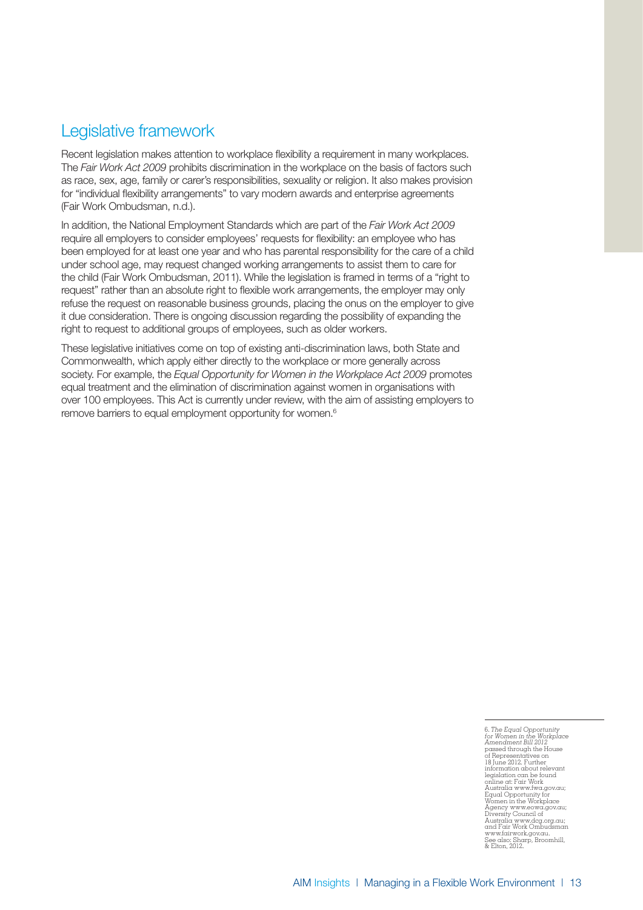## Legislative framework

Recent legislation makes attention to workplace flexibility a requirement in many workplaces. The *Fair Work Act 2009* prohibits discrimination in the workplace on the basis of factors such as race, sex, age, family or carer's responsibilities, sexuality or religion. It also makes provision for "individual flexibility arrangements" to vary modern awards and enterprise agreements (Fair Work Ombudsman, n.d.).

In addition, the National Employment Standards which are part of the *Fair Work Act 2009* require all employers to consider employees' requests for flexibility: an employee who has been employed for at least one year and who has parental responsibility for the care of a child under school age, may request changed working arrangements to assist them to care for the child (Fair Work Ombudsman, 2011). While the legislation is framed in terms of a "right to request" rather than an absolute right to flexible work arrangements, the employer may only refuse the request on reasonable business grounds, placing the onus on the employer to give it due consideration. There is ongoing discussion regarding the possibility of expanding the right to request to additional groups of employees, such as older workers.

These legislative initiatives come on top of existing anti-discrimination laws, both State and Commonwealth, which apply either directly to the workplace or more generally across society. For example, the *Equal Opportunity for Women in the Workplace Act 2009* promotes equal treatment and the elimination of discrimination against women in organisations with over 100 employees. This Act is currently under review, with the aim of assisting employers to remove barriers to equal employment opportunity for women.[6]

---

6. *The Equal Opportunity for Women in the Workplace Amendment Bill 2012* passed through the House of Representatives on 18 June 2012. Further information about relevant legislation can be found online at: Fair Work Australia www.fwa.gov.au; Equal Opportunity for Women in the Workplace Agency www.eowa.gov.au; Diversity Council of Australia www.dcg.org.au; and Fair Work Ombudsman www.fairwork.gov.au. See also: Sharp, Broomhill, & Elton, 2012.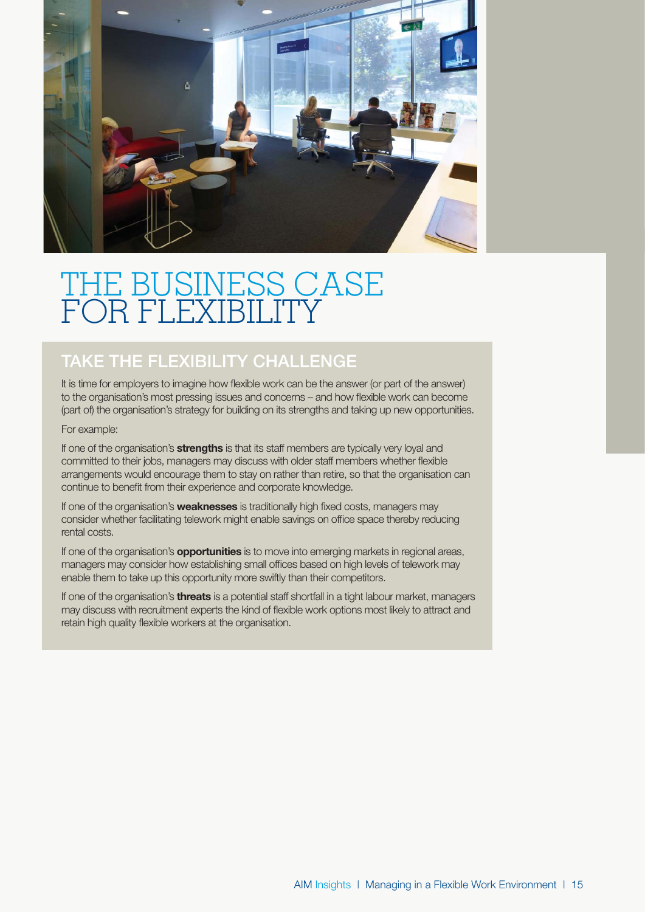# THE BUSINESS CASE FOR FLEXIBILITY

## TAKE THE FLEXIBILITY CHALLENGE

It is time for employers to imagine how flexible work can be the answer (or part of the answer) to the organisation's most pressing issues and concerns – and how flexible work can become (part of) the organisation's strategy for building on its strengths and taking up new opportunities.

For example:

If one of the organisation's **strengths** is that its staff members are typically very loyal and committed to their jobs, managers may discuss with older staff members whether flexible arrangements would encourage them to stay on rather than retire, so that the organisation can continue to benefit from their experience and corporate knowledge.

If one of the organisation's **weaknesses** is traditionally high fixed costs, managers may consider whether facilitating telework might enable savings on office space thereby reducing rental costs.

If one of the organisation's **opportunities** is to move into emerging markets in regional areas, managers may consider how establishing small offices based on high levels of telework may enable them to take up this opportunity more swiftly than their competitors.

If one of the organisation's **threats** is a potential staff shortfall in a tight labour market, managers may discuss with recruitment experts the kind of flexible work options most likely to attract and retain high quality flexible workers at the organisation.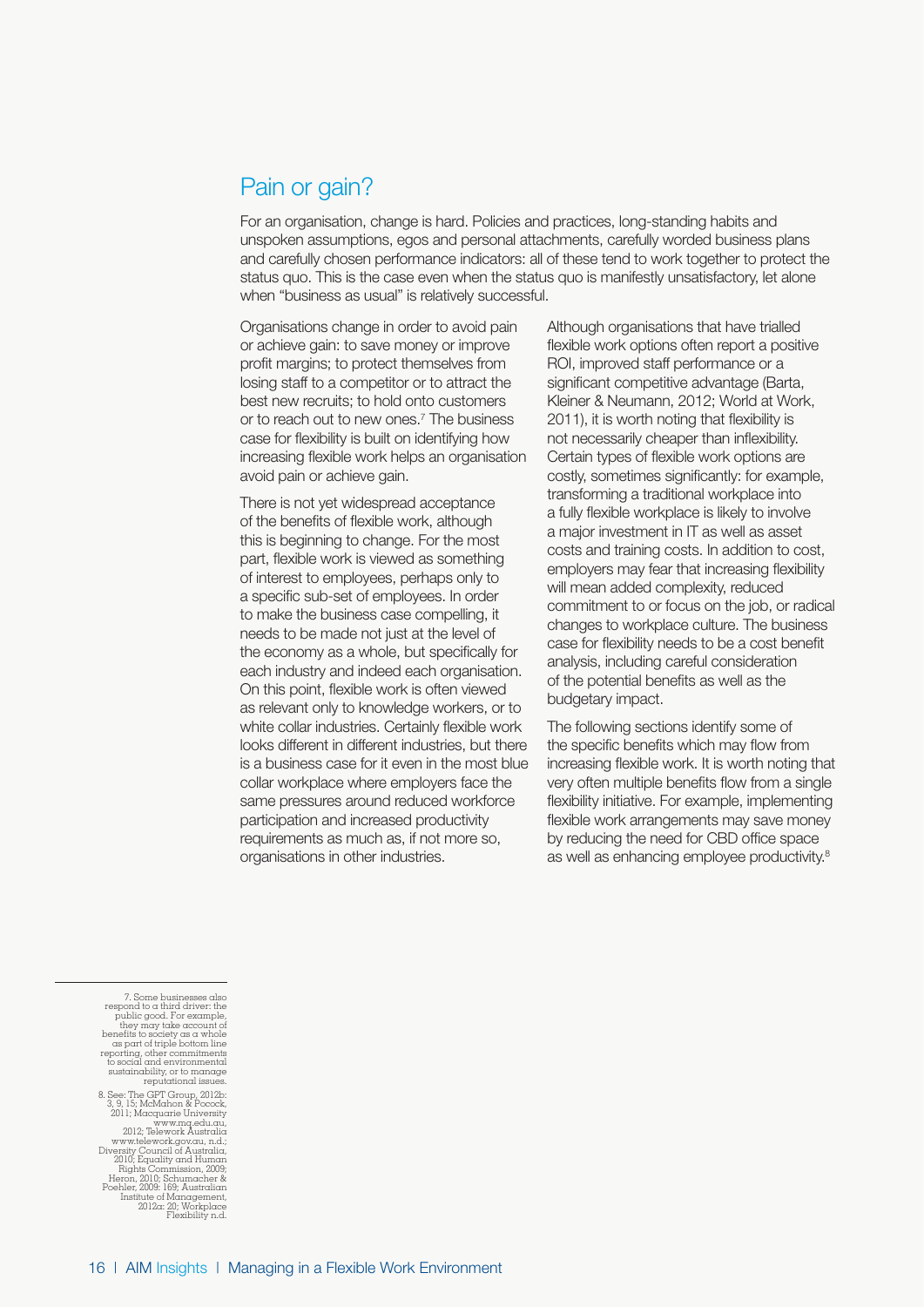## Pain or gain?

For an organisation, change is hard. Policies and practices, long-standing habits and unspoken assumptions, egos and personal attachments, carefully worded business plans and carefully chosen performance indicators: all of these tend to work together to protect the status quo. This is the case even when the status quo is manifestly unsatisfactory, let alone when "business as usual" is relatively successful.

Organisations change in order to avoid pain or achieve gain: to save money or improve profit margins; to protect themselves from losing staff to a competitor or to attract the best new recruits; to hold onto customers or to reach out to new ones.[7] The business case for flexibility is built on identifying how increasing flexible work helps an organisation avoid pain or achieve gain.

There is not yet widespread acceptance of the benefits of flexible work, although this is beginning to change. For the most part, flexible work is viewed as something of interest to employees, perhaps only to a specific sub-set of employees. In order to make the business case compelling, it needs to be made not just at the level of the economy as a whole, but specifically for each industry and indeed each organisation. On this point, flexible work is often viewed as relevant only to knowledge workers, or to white collar industries. Certainly flexible work looks different in different industries, but there is a business case for it even in the most blue collar workplace where employers face the same pressures around reduced workforce participation and increased productivity requirements as much as, if not more so, organisations in other industries.

Although organisations that have trialled flexible work options often report a positive ROI, improved staff performance or a significant competitive advantage (Barta, Kleiner & Neumann, 2012; World at Work, 2011), it is worth noting that flexibility is not necessarily cheaper than inflexibility. Certain types of flexible work options are costly, sometimes significantly: for example, transforming a traditional workplace into a fully flexible workplace is likely to involve a major investment in IT as well as asset costs and training costs. In addition to cost, employers may fear that increasing flexibility will mean added complexity, reduced commitment to or focus on the job, or radical changes to workplace culture. The business case for flexibility needs to be a cost benefit analysis, including careful consideration of the potential benefits as well as the budgetary impact.

The following sections identify some of the specific benefits which may flow from increasing flexible work. It is worth noting that very often multiple benefits flow from a single flexibility initiative. For example, implementing flexible work arrangements may save money by reducing the need for CBD office space as well as enhancing employee productivity.[8]

---

7. Some businesses also respond to a third driver: the public good. For example, they may take account of benefits to society as a whole as part of triple bottom line reporting, other commitments to social and environmental sustainability, or to manage reputational issues.

8. See: The GPT Group, 2012b: 3, 9, 15; McMahon & Pocock, 2011; Macquarie University www.mq.edu.au, 2012; Telework Australia www.telework.gov.au, n.d.; Diversity Council of Australia, 2010; Equality and Human Rights Commission, 2009; Heron, 2010; Schumacher & Poehler, 2009: 169; Australian Institute of Management, 2012a: 20; Workplace Flexibility n.d.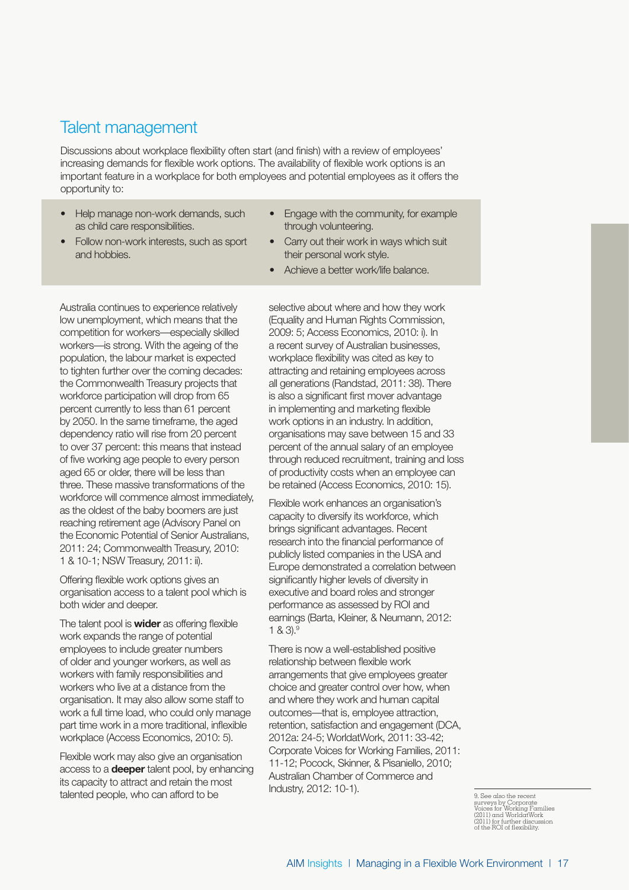## Talent management

Discussions about workplace flexibility often start (and finish) with a review of employees' increasing demands for flexible work options. The availability of flexible work options is an important feature in a workplace for both employees and potential employees as it offers the opportunity to:

- Help manage non-work demands, such as child care responsibilities.
- Follow non-work interests, such as sport and hobbies.
- Engage with the community, for example through volunteering.
- Carry out their work in ways which suit their personal work style.
- Achieve a better work/life balance.

Australia continues to experience relatively low unemployment, which means that the competition for workers—especially skilled workers—is strong. With the ageing of the population, the labour market is expected to tighten further over the coming decades: the Commonwealth Treasury projects that workforce participation will drop from 65 percent currently to less than 61 percent by 2050. In the same timeframe, the aged dependency ratio will rise from 20 percent to over 37 percent: this means that instead of five working age people to every person aged 65 or older, there will be less than three. These massive transformations of the workforce will commence almost immediately, as the oldest of the baby boomers are just reaching retirement age (Advisory Panel on the Economic Potential of Senior Australians, 2011: 24; Commonwealth Treasury, 2010: 1 & 10-1; NSW Treasury, 2011: ii).

Offering flexible work options gives an organisation access to a talent pool which is both wider and deeper.

The talent pool is **wider** as offering flexible work expands the range of potential employees to include greater numbers of older and younger workers, as well as workers with family responsibilities and workers who live at a distance from the organisation. It may also allow some staff to work a full time load, who could only manage part time work in a more traditional, inflexible workplace (Access Economics, 2010: 5).

Flexible work may also give an organisation access to a **deeper** talent pool, by enhancing its capacity to attract and retain the most talented people, who can afford to be selective about where and how they work (Equality and Human Rights Commission, 2009: 5; Access Economics, 2010: i). In a recent survey of Australian businesses, workplace flexibility was cited as key to attracting and retaining employees across all generations (Randstad, 2011: 38). There is also a significant first mover advantage in implementing and marketing flexible work options in an industry. In addition, organisations may save between 15 and 33 percent of the annual salary of an employee through reduced recruitment, training and loss of productivity costs when an employee can be retained (Access Economics, 2010: 15).

Flexible work enhances an organisation's capacity to diversify its workforce, which brings significant advantages. Recent research into the financial performance of publicly listed companies in the USA and Europe demonstrated a correlation between significantly higher levels of diversity in executive and board roles and stronger performance as assessed by ROI and earnings (Barta, Kleiner, & Neumann, 2012: 1 & 3).[9]

There is now a well-established positive relationship between flexible work arrangements that give employees greater choice and greater control over how, when and where they work and human capital outcomes—that is, employee attraction, retention, satisfaction and engagement (DCA, 2012a: 24-5; WorldatWork, 2011: 33-42; Corporate Voices for Working Families, 2011: 11-12; Pocock, Skinner, & Pisaniello, 2010; Australian Chamber of Commerce and Industry, 2012: 10-1).

9. See also the recent surveys by Corporate Voices for Working Families (2011) and WorldatWork (2011) for further discussion of the ROI of flexibility.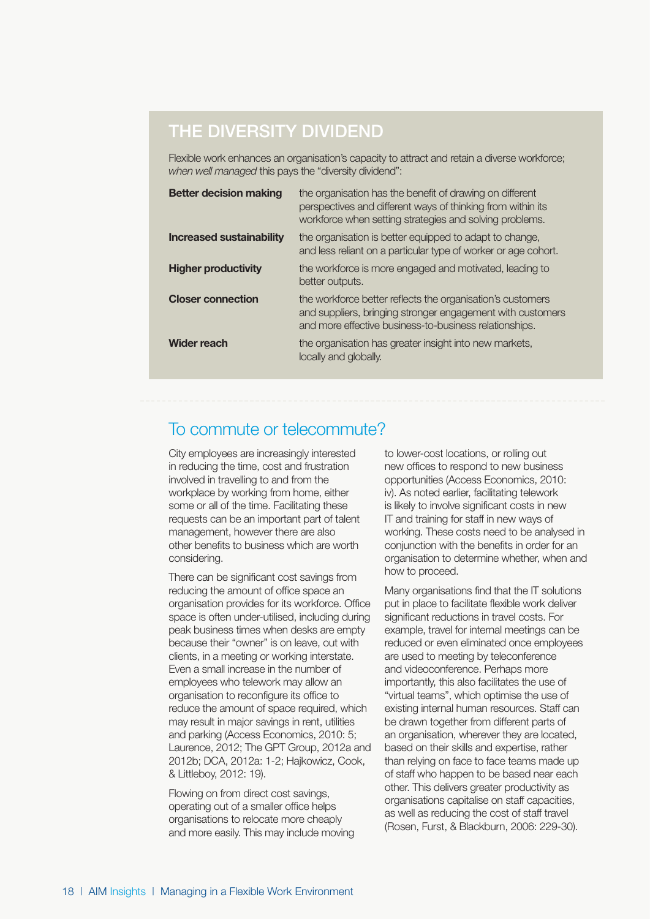## THE DIVERSITY DIVIDEND

Flexible work enhances an organisation's capacity to attract and retain a diverse workforce; *when well managed* this pays the "diversity dividend":

| | |
|---|---|
| **Better decision making** | the organisation has the benefit of drawing on different perspectives and different ways of thinking from within its workforce when setting strategies and solving problems. |
| **Increased sustainability** | the organisation is better equipped to adapt to change, and less reliant on a particular type of worker or age cohort. |
| **Higher productivity** | the workforce is more engaged and motivated, leading to better outputs. |
| **Closer connection** | the workforce better reflects the organisation's customers and suppliers, bringing stronger engagement with customers and more effective business-to-business relationships. |
| **Wider reach** | the organisation has greater insight into new markets, locally and globally. |

## To commute or telecommute?

City employees are increasingly interested in reducing the time, cost and frustration involved in travelling to and from the workplace by working from home, either some or all of the time. Facilitating these requests can be an important part of talent management, however there are also other benefits to business which are worth considering.

There can be significant cost savings from reducing the amount of office space an organisation provides for its workforce. Office space is often under-utilised, including during peak business times when desks are empty because their "owner" is on leave, out with clients, in a meeting or working interstate. Even a small increase in the number of employees who telework may allow an organisation to reconfigure its office to reduce the amount of space required, which may result in major savings in rent, utilities and parking (Access Economics, 2010: 5; Laurence, 2012; The GPT Group, 2012a and 2012b; DCA, 2012a: 1-2; Hajkowicz, Cook, & Littleboy, 2012: 19).

Flowing on from direct cost savings, operating out of a smaller office helps organisations to relocate more cheaply and more easily. This may include moving to lower-cost locations, or rolling out new offices to respond to new business opportunities (Access Economics, 2010: iv). As noted earlier, facilitating telework is likely to involve significant costs in new IT and training for staff in new ways of working. These costs need to be analysed in conjunction with the benefits in order for an organisation to determine whether, when and how to proceed.

Many organisations find that the IT solutions put in place to facilitate flexible work deliver significant reductions in travel costs. For example, travel for internal meetings can be reduced or even eliminated once employees are used to meeting by teleconference and videoconference. Perhaps more importantly, this also facilitates the use of "virtual teams", which optimise the use of existing internal human resources. Staff can be drawn together from different parts of an organisation, wherever they are located, based on their skills and expertise, rather than relying on face to face teams made up of staff who happen to be based near each other. This delivers greater productivity as organisations capitalise on staff capacities, as well as reducing the cost of staff travel (Rosen, Furst, & Blackburn, 2006: 229-30).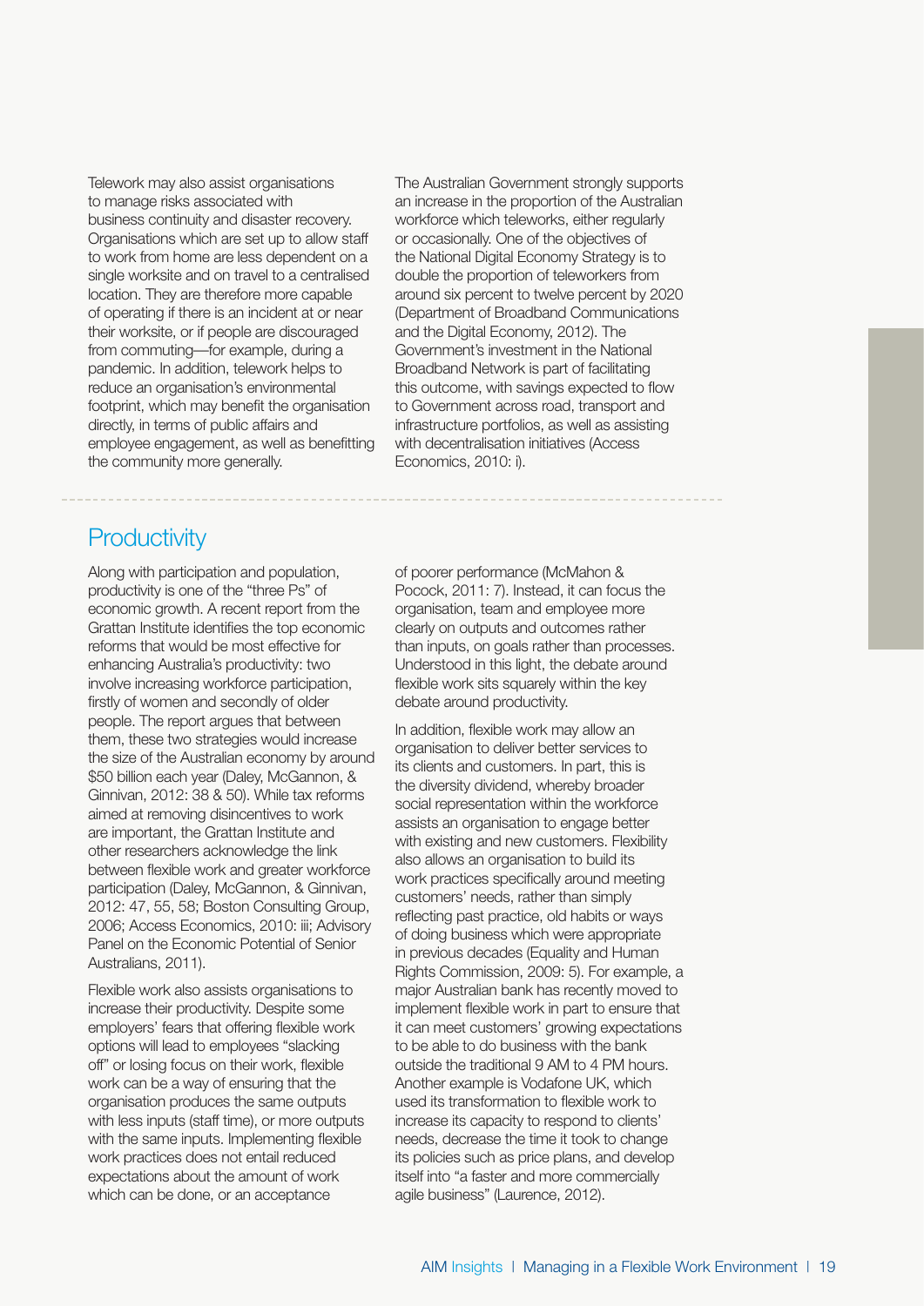Telework may also assist organisations to manage risks associated with business continuity and disaster recovery. Organisations which are set up to allow staff to work from home are less dependent on a single worksite and on travel to a centralised location. They are therefore more capable of operating if there is an incident at or near their worksite, or if people are discouraged from commuting—for example, during a pandemic. In addition, telework helps to reduce an organisation's environmental footprint, which may benefit the organisation directly, in terms of public affairs and employee engagement, as well as benefitting the community more generally.

The Australian Government strongly supports an increase in the proportion of the Australian workforce which teleworks, either regularly or occasionally. One of the objectives of the National Digital Economy Strategy is to double the proportion of teleworkers from around six percent to twelve percent by 2020 (Department of Broadband Communications and the Digital Economy, 2012). The Government's investment in the National Broadband Network is part of facilitating this outcome, with savings expected to flow to Government across road, transport and infrastructure portfolios, as well as assisting with decentralisation initiatives (Access Economics, 2010: i).

## Productivity

Along with participation and population, productivity is one of the "three Ps" of economic growth. A recent report from the Grattan Institute identifies the top economic reforms that would be most effective for enhancing Australia's productivity: two involve increasing workforce participation, firstly of women and secondly of older people. The report argues that between them, these two strategies would increase the size of the Australian economy by around $50 billion each year (Daley, McGannon, & Ginnivan, 2012: 38 & 50). While tax reforms aimed at removing disincentives to work are important, the Grattan Institute and other researchers acknowledge the link between flexible work and greater workforce participation (Daley, McGannon, & Ginnivan, 2012: 47, 55, 58; Boston Consulting Group, 2006; Access Economics, 2010: iii; Advisory Panel on the Economic Potential of Senior Australians, 2011).

Flexible work also assists organisations to increase their productivity. Despite some employers' fears that offering flexible work options will lead to employees "slacking off" or losing focus on their work, flexible work can be a way of ensuring that the organisation produces the same outputs with less inputs (staff time), or more outputs with the same inputs. Implementing flexible work practices does not entail reduced expectations about the amount of work which can be done, or an acceptance of poorer performance (McMahon & Pocock, 2011: 7). Instead, it can focus the organisation, team and employee more clearly on outputs and outcomes rather than inputs, on goals rather than processes. Understood in this light, the debate around flexible work sits squarely within the key debate around productivity.

In addition, flexible work may allow an organisation to deliver better services to its clients and customers. In part, this is the diversity dividend, whereby broader social representation within the workforce assists an organisation to engage better with existing and new customers. Flexibility also allows an organisation to build its work practices specifically around meeting customers' needs, rather than simply reflecting past practice, old habits or ways of doing business which were appropriate in previous decades (Equality and Human Rights Commission, 2009: 5). For example, a major Australian bank has recently moved to implement flexible work in part to ensure that it can meet customers' growing expectations to be able to do business with the bank outside the traditional 9 AM to 4 PM hours. Another example is Vodafone UK, which used its transformation to flexible work to increase its capacity to respond to clients' needs, decrease the time it took to change its policies such as price plans, and develop itself into "a faster and more commercially agile business" (Laurence, 2012).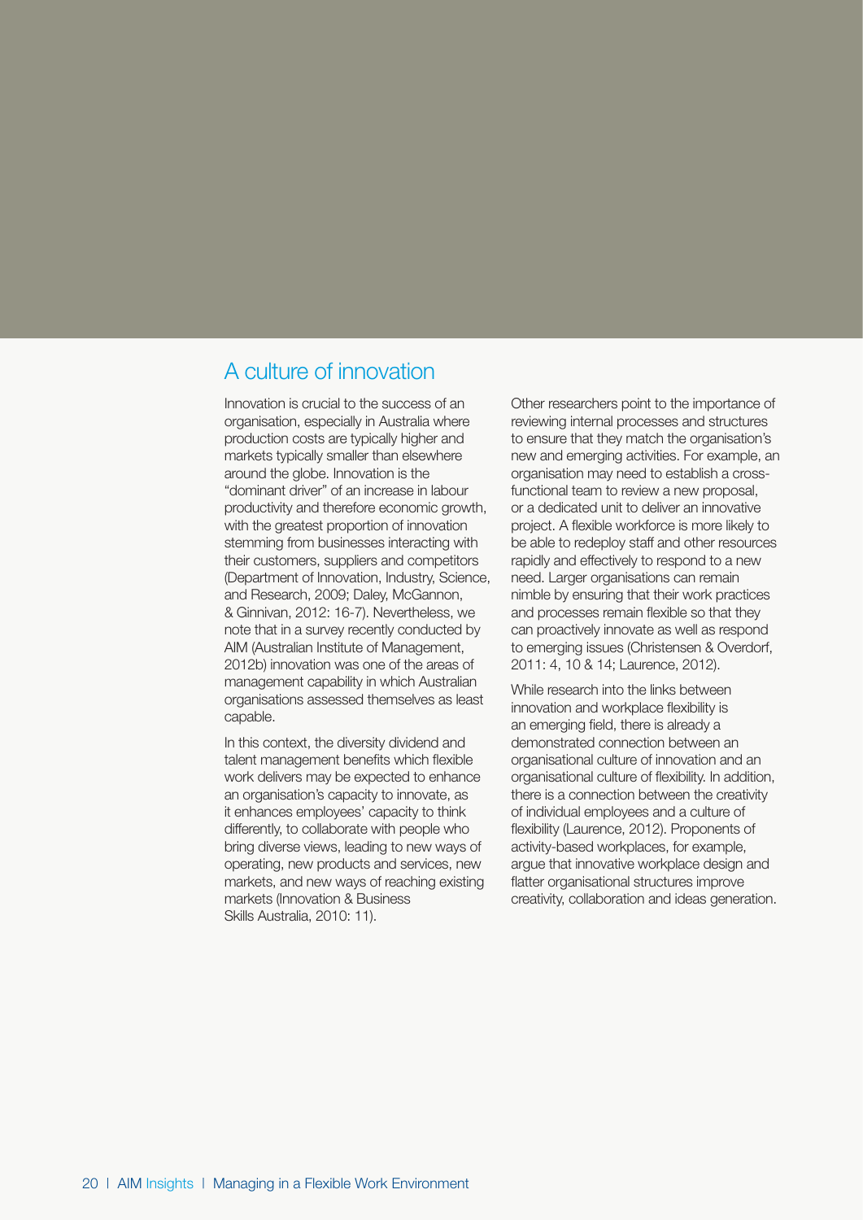## A culture of innovation

Innovation is crucial to the success of an organisation, especially in Australia where production costs are typically higher and markets typically smaller than elsewhere around the globe. Innovation is the "dominant driver" of an increase in labour productivity and therefore economic growth, with the greatest proportion of innovation stemming from businesses interacting with their customers, suppliers and competitors (Department of Innovation, Industry, Science, and Research, 2009; Daley, McGannon, & Ginnivan, 2012: 16-7). Nevertheless, we note that in a survey recently conducted by AIM (Australian Institute of Management, 2012b) innovation was one of the areas of management capability in which Australian organisations assessed themselves as least capable.

In this context, the diversity dividend and talent management benefits which flexible work delivers may be expected to enhance an organisation's capacity to innovate, as it enhances employees' capacity to think differently, to collaborate with people who bring diverse views, leading to new ways of operating, new products and services, new markets, and new ways of reaching existing markets (Innovation & Business Skills Australia, 2010: 11).

Other researchers point to the importance of reviewing internal processes and structures to ensure that they match the organisation's new and emerging activities. For example, an organisation may need to establish a cross-functional team to review a new proposal, or a dedicated unit to deliver an innovative project. A flexible workforce is more likely to be able to redeploy staff and other resources rapidly and effectively to respond to a new need. Larger organisations can remain nimble by ensuring that their work practices and processes remain flexible so that they can proactively innovate as well as respond to emerging issues (Christensen & Overdorf, 2011: 4, 10 & 14; Laurence, 2012).

While research into the links between innovation and workplace flexibility is an emerging field, there is already a demonstrated connection between an organisational culture of innovation and an organisational culture of flexibility. In addition, there is a connection between the creativity of individual employees and a culture of flexibility (Laurence, 2012). Proponents of activity-based workplaces, for example, argue that innovative workplace design and flatter organisational structures improve creativity, collaboration and ideas generation.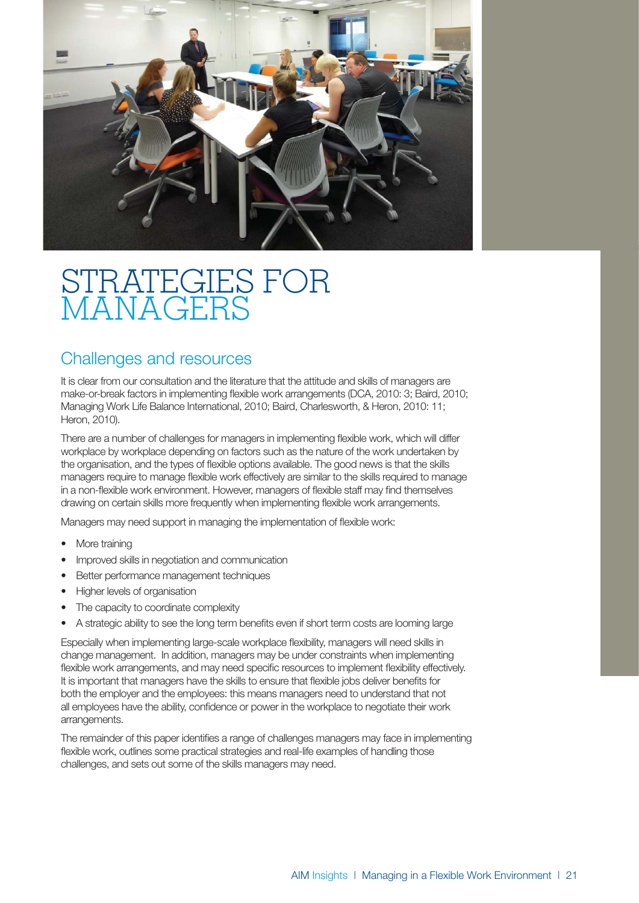# STRATEGIES FOR MANAGERS

## Challenges and resources

It is clear from our consultation and the literature that the attitude and skills of managers are make-or-break factors in implementing flexible work arrangements (DCA, 2010: 3; Baird, 2010; Managing Work Life Balance International, 2010; Baird, Charlesworth, & Heron, 2010: 11; Heron, 2010).

There are a number of challenges for managers in implementing flexible work, which will differ workplace by workplace depending on factors such as the nature of the work undertaken by the organisation, and the types of flexible options available. The good news is that the skills managers require to manage flexible work effectively are similar to the skills required to manage in a non-flexible work environment. However, managers of flexible staff may find themselves drawing on certain skills more frequently when implementing flexible work arrangements.

Managers may need support in managing the implementation of flexible work:

- More training
- Improved skills in negotiation and communication
- Better performance management techniques
- Higher levels of organisation
- The capacity to coordinate complexity
- A strategic ability to see the long term benefits even if short term costs are looming large

Especially when implementing large-scale workplace flexibility, managers will need skills in change management. In addition, managers may be under constraints when implementing flexible work arrangements, and may need specific resources to implement flexibility effectively. It is important that managers have the skills to ensure that flexible jobs deliver benefits for both the employer and the employees: this means managers need to understand that not all employees have the ability, confidence or power in the workplace to negotiate their work arrangements.

The remainder of this paper identifies a range of challenges managers may face in implementing flexible work, outlines some practical strategies and real-life examples of handling those challenges, and sets out some of the skills managers may need.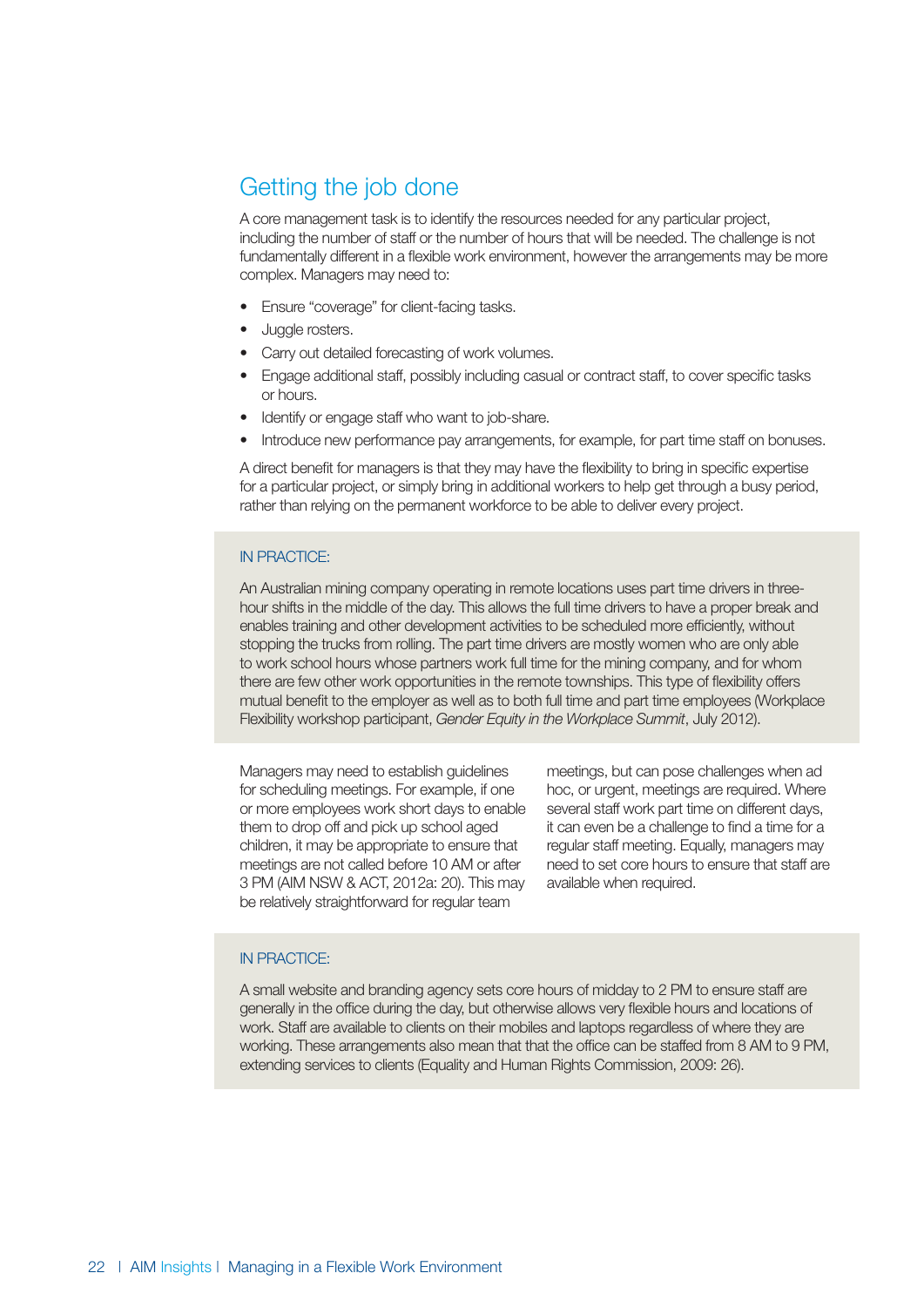## Getting the job done

A core management task is to identify the resources needed for any particular project, including the number of staff or the number of hours that will be needed. The challenge is not fundamentally different in a flexible work environment, however the arrangements may be more complex. Managers may need to:

- Ensure "coverage" for client-facing tasks.
- Juggle rosters.
- Carry out detailed forecasting of work volumes.
- Engage additional staff, possibly including casual or contract staff, to cover specific tasks or hours.
- Identify or engage staff who want to job-share.
- Introduce new performance pay arrangements, for example, for part time staff on bonuses.

A direct benefit for managers is that they may have the flexibility to bring in specific expertise for a particular project, or simply bring in additional workers to help get through a busy period, rather than relying on the permanent workforce to be able to deliver every project.

IN PRACTICE:

An Australian mining company operating in remote locations uses part time drivers in three-hour shifts in the middle of the day. This allows the full time drivers to have a proper break and enables training and other development activities to be scheduled more efficiently, without stopping the trucks from rolling. The part time drivers are mostly women who are only able to work school hours whose partners work full time for the mining company, and for whom there are few other work opportunities in the remote townships. This type of flexibility offers mutual benefit to the employer as well as to both full time and part time employees (Workplace Flexibility workshop participant, *Gender Equity in the Workplace Summit*, July 2012).

Managers may need to establish guidelines for scheduling meetings. For example, if one or more employees work short days to enable them to drop off and pick up school aged children, it may be appropriate to ensure that meetings are not called before 10 AM or after 3 PM (AIM NSW & ACT, 2012a: 20). This may be relatively straightforward for regular team meetings, but can pose challenges when ad hoc, or urgent, meetings are required. Where several staff work part time on different days, it can even be a challenge to find a time for a regular staff meeting. Equally, managers may need to set core hours to ensure that staff are available when required.

IN PRACTICE:

A small website and branding agency sets core hours of midday to 2 PM to ensure staff are generally in the office during the day, but otherwise allows very flexible hours and locations of work. Staff are available to clients on their mobiles and laptops regardless of where they are working. These arrangements also mean that that the office can be staffed from 8 AM to 9 PM, extending services to clients (Equality and Human Rights Commission, 2009: 26).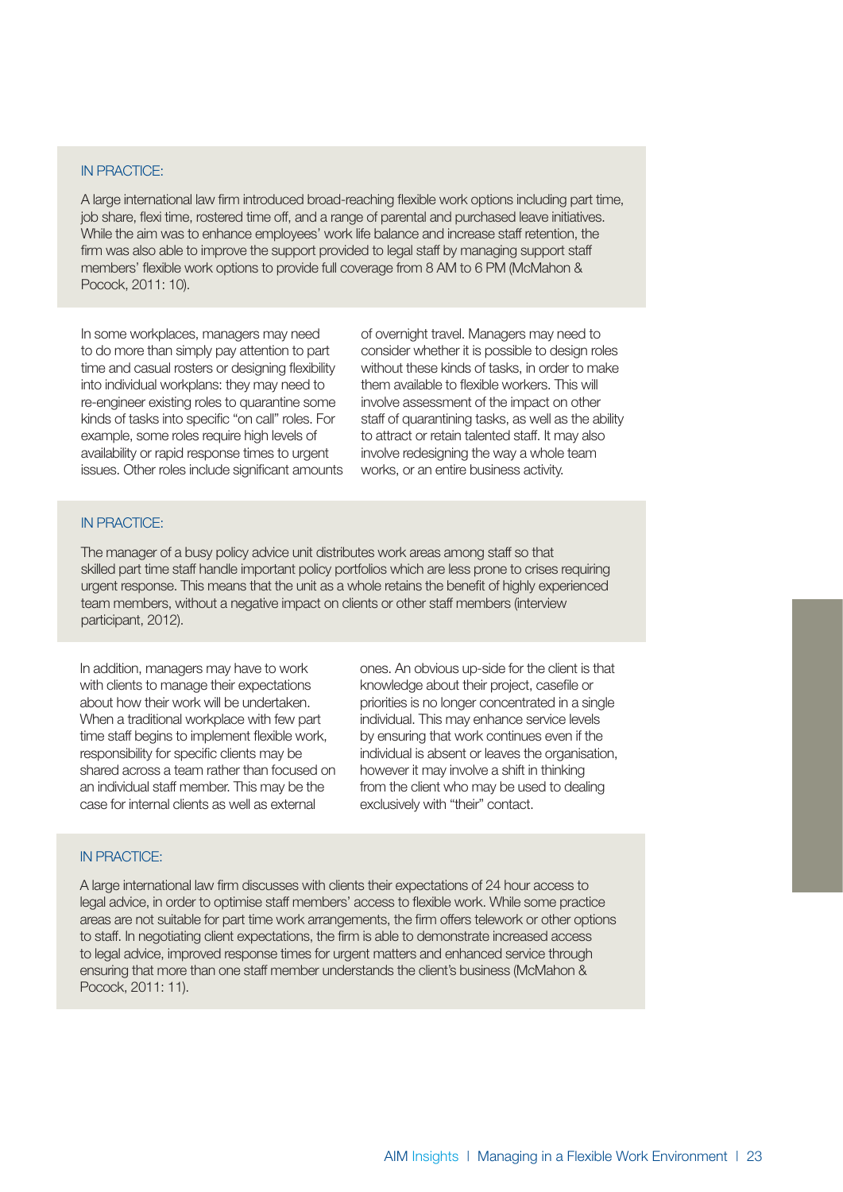IN PRACTICE:

A large international law firm introduced broad-reaching flexible work options including part time, job share, flexi time, rostered time off, and a range of parental and purchased leave initiatives. While the aim was to enhance employees' work life balance and increase staff retention, the firm was also able to improve the support provided to legal staff by managing support staff members' flexible work options to provide full coverage from 8 AM to 6 PM (McMahon & Pocock, 2011: 10).

In some workplaces, managers may need to do more than simply pay attention to part time and casual rosters or designing flexibility into individual workplans: they may need to re-engineer existing roles to quarantine some kinds of tasks into specific "on call" roles. For example, some roles require high levels of availability or rapid response times to urgent issues. Other roles include significant amounts of overnight travel. Managers may need to consider whether it is possible to design roles without these kinds of tasks, in order to make them available to flexible workers. This will involve assessment of the impact on other staff of quarantining tasks, as well as the ability to attract or retain talented staff. It may also involve redesigning the way a whole team works, or an entire business activity.

IN PRACTICE:

The manager of a busy policy advice unit distributes work areas among staff so that skilled part time staff handle important policy portfolios which are less prone to crises requiring urgent response. This means that the unit as a whole retains the benefit of highly experienced team members, without a negative impact on clients or other staff members (interview participant, 2012).

In addition, managers may have to work with clients to manage their expectations about how their work will be undertaken. When a traditional workplace with few part time staff begins to implement flexible work, responsibility for specific clients may be shared across a team rather than focused on an individual staff member. This may be the case for internal clients as well as external ones. An obvious up-side for the client is that knowledge about their project, casefile or priorities is no longer concentrated in a single individual. This may enhance service levels by ensuring that work continues even if the individual is absent or leaves the organisation, however it may involve a shift in thinking from the client who may be used to dealing exclusively with "their" contact.

IN PRACTICE:

A large international law firm discusses with clients their expectations of 24 hour access to legal advice, in order to optimise staff members' access to flexible work. While some practice areas are not suitable for part time work arrangements, the firm offers telework or other options to staff. In negotiating client expectations, the firm is able to demonstrate increased access to legal advice, improved response times for urgent matters and enhanced service through ensuring that more than one staff member understands the client's business (McMahon & Pocock, 2011: 11).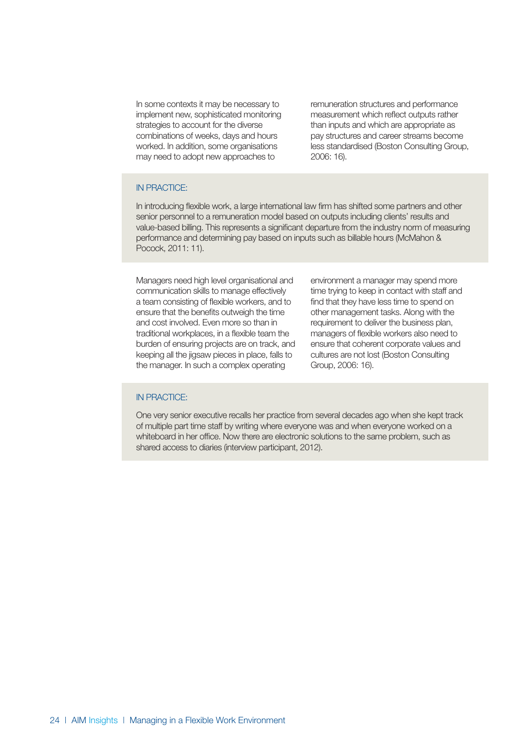In some contexts it may be necessary to implement new, sophisticated monitoring strategies to account for the diverse combinations of weeks, days and hours worked. In addition, some organisations may need to adopt new approaches to remuneration structures and performance measurement which reflect outputs rather than inputs and which are appropriate as pay structures and career streams become less standardised (Boston Consulting Group, 2006: 16).

> IN PRACTICE:
>
> In introducing flexible work, a large international law firm has shifted some partners and other senior personnel to a remuneration model based on outputs including clients' results and value-based billing. This represents a significant departure from the industry norm of measuring performance and determining pay based on inputs such as billable hours (McMahon & Pocock, 2011: 11).

Managers need high level organisational and communication skills to manage effectively a team consisting of flexible workers, and to ensure that the benefits outweigh the time and cost involved. Even more so than in traditional workplaces, in a flexible team the burden of ensuring projects are on track, and keeping all the jigsaw pieces in place, falls to the manager. In such a complex operating environment a manager may spend more time trying to keep in contact with staff and find that they have less time to spend on other management tasks. Along with the requirement to deliver the business plan, managers of flexible workers also need to ensure that coherent corporate values and cultures are not lost (Boston Consulting Group, 2006: 16).

> IN PRACTICE:
>
> One very senior executive recalls her practice from several decades ago when she kept track of multiple part time staff by writing where everyone was and when everyone worked on a whiteboard in her office. Now there are electronic solutions to the same problem, such as shared access to diaries (interview participant, 2012).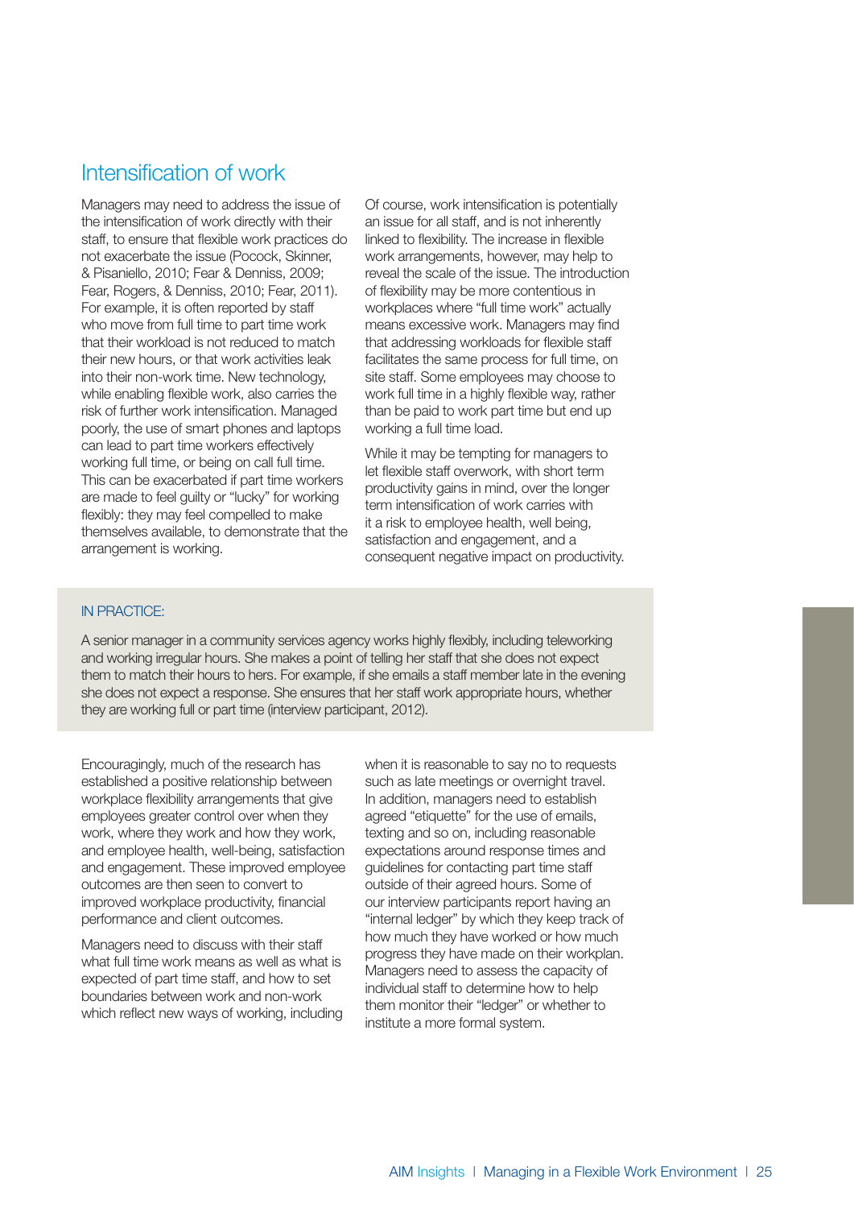## Intensification of work

Managers may need to address the issue of the intensification of work directly with their staff, to ensure that flexible work practices do not exacerbate the issue (Pocock, Skinner, & Pisaniello, 2010; Fear & Denniss, 2009; Fear, Rogers, & Denniss, 2010; Fear, 2011). For example, it is often reported by staff who move from full time to part time work that their workload is not reduced to match their new hours, or that work activities leak into their non-work time. New technology, while enabling flexible work, also carries the risk of further work intensification. Managed poorly, the use of smart phones and laptops can lead to part time workers effectively working full time, or being on call full time. This can be exacerbated if part time workers are made to feel guilty or "lucky" for working flexibly: they may feel compelled to make themselves available, to demonstrate that the arrangement is working.

Of course, work intensification is potentially an issue for all staff, and is not inherently linked to flexibility. The increase in flexible work arrangements, however, may help to reveal the scale of the issue. The introduction of flexibility may be more contentious in workplaces where "full time work" actually means excessive work. Managers may find that addressing workloads for flexible staff facilitates the same process for full time, on site staff. Some employees may choose to work full time in a highly flexible way, rather than be paid to work part time but end up working a full time load.

While it may be tempting for managers to let flexible staff overwork, with short term productivity gains in mind, over the longer term intensification of work carries with it a risk to employee health, well being, satisfaction and engagement, and a consequent negative impact on productivity.

IN PRACTICE:

A senior manager in a community services agency works highly flexibly, including teleworking and working irregular hours. She makes a point of telling her staff that she does not expect them to match their hours to hers. For example, if she emails a staff member late in the evening she does not expect a response. She ensures that her staff work appropriate hours, whether they are working full or part time (interview participant, 2012).

Encouragingly, much of the research has established a positive relationship between workplace flexibility arrangements that give employees greater control over when they work, where they work and how they work, and employee health, well-being, satisfaction and engagement. These improved employee outcomes are then seen to convert to improved workplace productivity, financial performance and client outcomes.

Managers need to discuss with their staff what full time work means as well as what is expected of part time staff, and how to set boundaries between work and non-work which reflect new ways of working, including when it is reasonable to say no to requests such as late meetings or overnight travel. In addition, managers need to establish agreed "etiquette" for the use of emails, texting and so on, including reasonable expectations around response times and guidelines for contacting part time staff outside of their agreed hours. Some of our interview participants report having an "internal ledger" by which they keep track of how much they have worked or how much progress they have made on their workplan. Managers need to assess the capacity of individual staff to determine how to help them monitor their "ledger" or whether to institute a more formal system.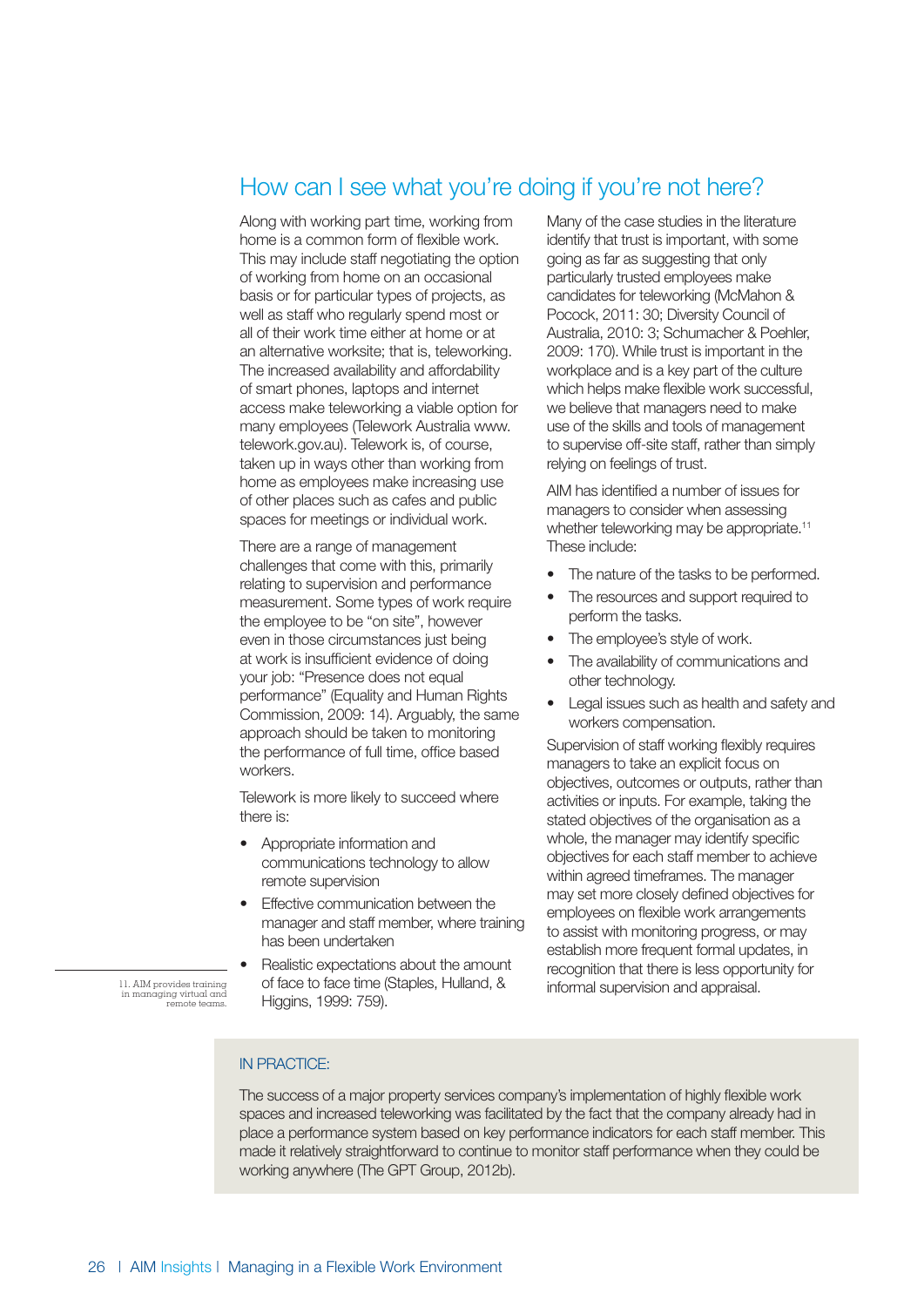## How can I see what you're doing if you're not here?

Along with working part time, working from home is a common form of flexible work. This may include staff negotiating the option of working from home on an occasional basis or for particular types of projects, as well as staff who regularly spend most or all of their work time either at home or at an alternative worksite; that is, teleworking. The increased availability and affordability of smart phones, laptops and internet access make teleworking a viable option for many employees (Telework Australia www.telework.gov.au). Telework is, of course, taken up in ways other than working from home as employees make increasing use of other places such as cafes and public spaces for meetings or individual work.

There are a range of management challenges that come with this, primarily relating to supervision and performance measurement. Some types of work require the employee to be "on site", however even in those circumstances just being at work is insufficient evidence of doing your job: "Presence does not equal performance" (Equality and Human Rights Commission, 2009: 14). Arguably, the same approach should be taken to monitoring the performance of full time, office based workers.

Telework is more likely to succeed where there is:

- Appropriate information and communications technology to allow remote supervision
- Effective communication between the manager and staff member, where training has been undertaken
- Realistic expectations about the amount of face to face time (Staples, Hulland, & Higgins, 1999: 759).

Many of the case studies in the literature identify that trust is important, with some going as far as suggesting that only particularly trusted employees make candidates for teleworking (McMahon & Pocock, 2011: 30; Diversity Council of Australia, 2010: 3; Schumacher & Poehler, 2009: 170). While trust is important in the workplace and is a key part of the culture which helps make flexible work successful, we believe that managers need to make use of the skills and tools of management to supervise off-site staff, rather than simply relying on feelings of trust.

AIM has identified a number of issues for managers to consider when assessing whether teleworking may be appropriate.[11] These include:

- The nature of the tasks to be performed.
- The resources and support required to perform the tasks.
- The employee's style of work.
- The availability of communications and other technology.
- Legal issues such as health and safety and workers compensation.

Supervision of staff working flexibly requires managers to take an explicit focus on objectives, outcomes or outputs, rather than activities or inputs. For example, taking the stated objectives of the organisation as a whole, the manager may identify specific objectives for each staff member to achieve within agreed timeframes. The manager may set more closely defined objectives for employees on flexible work arrangements to assist with monitoring progress, or may establish more frequent formal updates, in recognition that there is less opportunity for informal supervision and appraisal.

11. AIM provides training in managing virtual and remote teams.

**IN PRACTICE:**

The success of a major property services company's implementation of highly flexible work spaces and increased teleworking was facilitated by the fact that the company already had in place a performance system based on key performance indicators for each staff member. This made it relatively straightforward to continue to monitor staff performance when they could be working anywhere (The GPT Group, 2012b).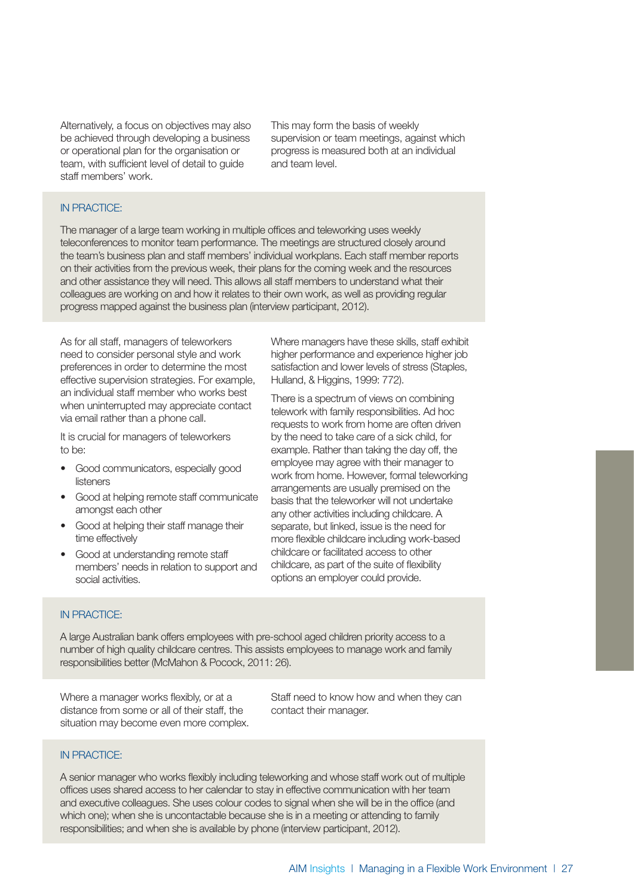Alternatively, a focus on objectives may also be achieved through developing a business or operational plan for the organisation or team, with sufficient level of detail to guide staff members' work. This may form the basis of weekly supervision or team meetings, against which progress is measured both at an individual and team level.

IN PRACTICE:

The manager of a large team working in multiple offices and teleworking uses weekly teleconferences to monitor team performance. The meetings are structured closely around the team's business plan and staff members' individual workplans. Each staff member reports on their activities from the previous week, their plans for the coming week and the resources and other assistance they will need. This allows all staff members to understand what their colleagues are working on and how it relates to their own work, as well as providing regular progress mapped against the business plan (interview participant, 2012).

As for all staff, managers of teleworkers need to consider personal style and work preferences in order to determine the most effective supervision strategies. For example, an individual staff member who works best when uninterrupted may appreciate contact via email rather than a phone call.

It is crucial for managers of teleworkers to be:

- Good communicators, especially good listeners
- Good at helping remote staff communicate amongst each other
- Good at helping their staff manage their time effectively
- Good at understanding remote staff members' needs in relation to support and social activities.

Where managers have these skills, staff exhibit higher performance and experience higher job satisfaction and lower levels of stress (Staples, Hulland, & Higgins, 1999: 772).

There is a spectrum of views on combining telework with family responsibilities. Ad hoc requests to work from home are often driven by the need to take care of a sick child, for example. Rather than taking the day off, the employee may agree with their manager to work from home. However, formal teleworking arrangements are usually premised on the basis that the teleworker will not undertake any other activities including childcare. A separate, but linked, issue is the need for more flexible childcare including work-based childcare or facilitated access to other childcare, as part of the suite of flexibility options an employer could provide.

IN PRACTICE:

A large Australian bank offers employees with pre-school aged children priority access to a number of high quality childcare centres. This assists employees to manage work and family responsibilities better (McMahon & Pocock, 2011: 26).

Where a manager works flexibly, or at a distance from some or all of their staff, the situation may become even more complex. Staff need to know how and when they can contact their manager.

IN PRACTICE:

A senior manager who works flexibly including teleworking and whose staff work out of multiple offices uses shared access to her calendar to stay in effective communication with her team and executive colleagues. She uses colour codes to signal when she will be in the office (and which one); when she is uncontactable because she is in a meeting or attending to family responsibilities; and when she is available by phone (interview participant, 2012).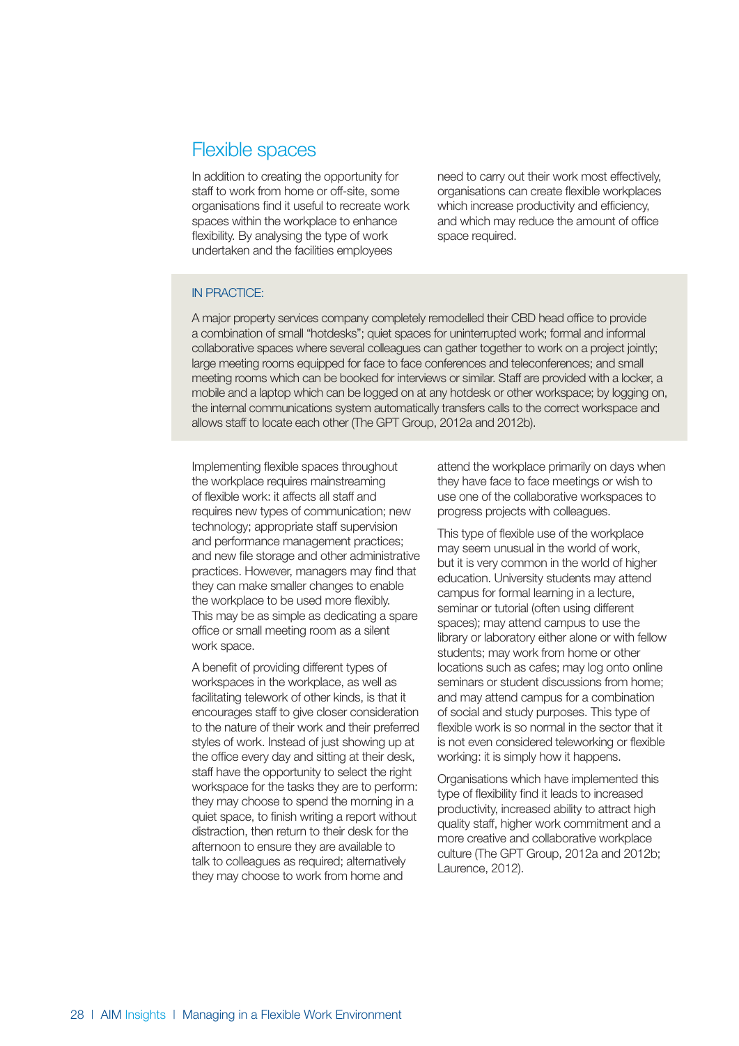## Flexible spaces

In addition to creating the opportunity for staff to work from home or off-site, some organisations find it useful to recreate work spaces within the workplace to enhance flexibility. By analysing the type of work undertaken and the facilities employees need to carry out their work most effectively, organisations can create flexible workplaces which increase productivity and efficiency, and which may reduce the amount of office space required.

IN PRACTICE:

A major property services company completely remodelled their CBD head office to provide a combination of small "hotdesks"; quiet spaces for uninterrupted work; formal and informal collaborative spaces where several colleagues can gather together to work on a project jointly; large meeting rooms equipped for face to face conferences and teleconferences; and small meeting rooms which can be booked for interviews or similar. Staff are provided with a locker, a mobile and a laptop which can be logged on at any hotdesk or other workspace; by logging on, the internal communications system automatically transfers calls to the correct workspace and allows staff to locate each other (The GPT Group, 2012a and 2012b).

Implementing flexible spaces throughout the workplace requires mainstreaming of flexible work: it affects all staff and requires new types of communication; new technology; appropriate staff supervision and performance management practices; and new file storage and other administrative practices. However, managers may find that they can make smaller changes to enable the workplace to be used more flexibly. This may be as simple as dedicating a spare office or small meeting room as a silent work space.

A benefit of providing different types of workspaces in the workplace, as well as facilitating telework of other kinds, is that it encourages staff to give closer consideration to the nature of their work and their preferred styles of work. Instead of just showing up at the office every day and sitting at their desk, staff have the opportunity to select the right workspace for the tasks they are to perform: they may choose to spend the morning in a quiet space, to finish writing a report without distraction, then return to their desk for the afternoon to ensure they are available to talk to colleagues as required; alternatively they may choose to work from home and attend the workplace primarily on days when they have face to face meetings or wish to use one of the collaborative workspaces to progress projects with colleagues.

This type of flexible use of the workplace may seem unusual in the world of work, but it is very common in the world of higher education. University students may attend campus for formal learning in a lecture, seminar or tutorial (often using different spaces); may attend campus to use the library or laboratory either alone or with fellow students; may work from home or other locations such as cafes; may log onto online seminars or student discussions from home; and may attend campus for a combination of social and study purposes. This type of flexible work is so normal in the sector that it is not even considered teleworking or flexible working: it is simply how it happens.

Organisations which have implemented this type of flexibility find it leads to increased productivity, increased ability to attract high quality staff, higher work commitment and a more creative and collaborative workplace culture (The GPT Group, 2012a and 2012b; Laurence, 2012).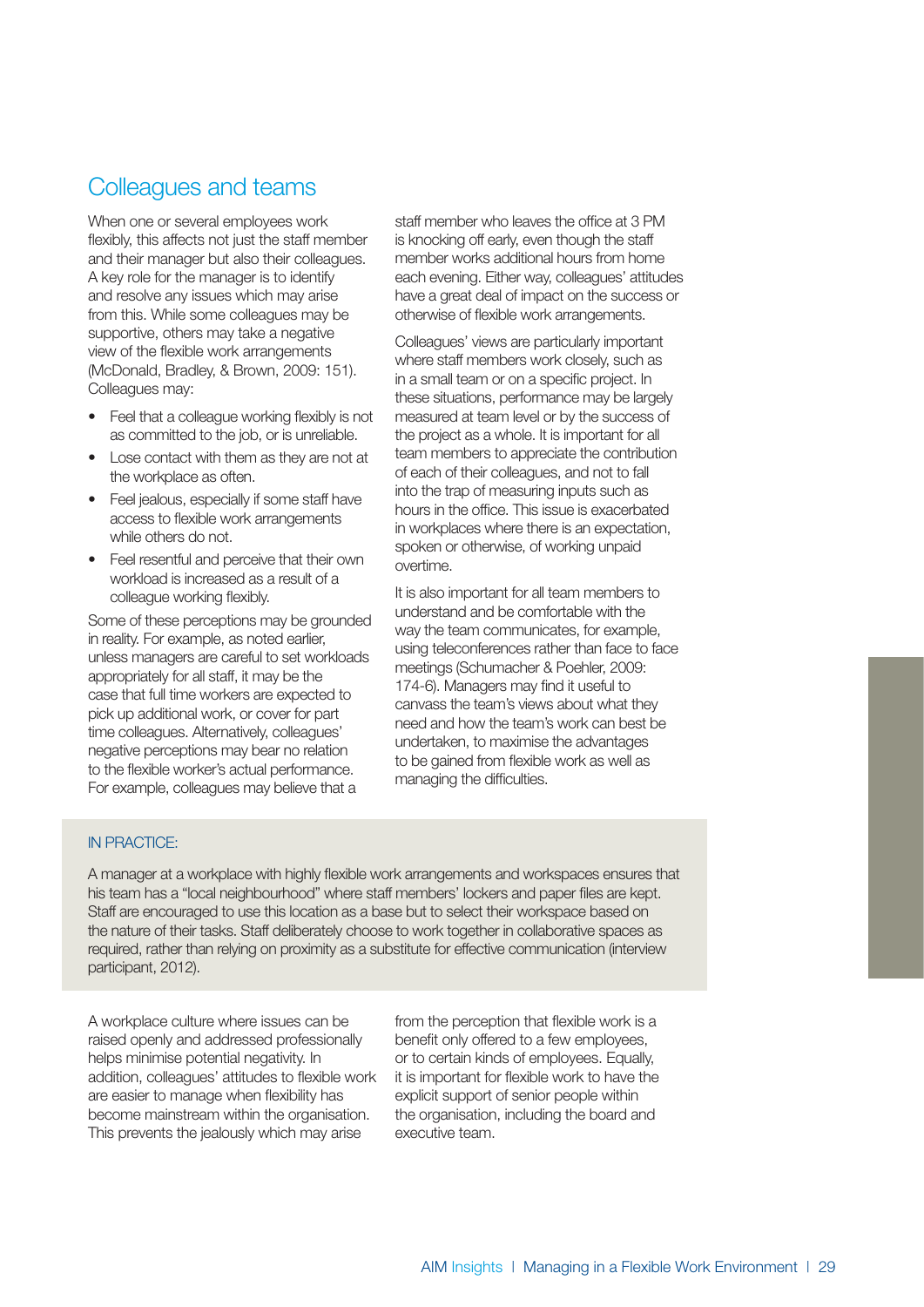## Colleagues and teams

When one or several employees work flexibly, this affects not just the staff member and their manager but also their colleagues. A key role for the manager is to identify and resolve any issues which may arise from this. While some colleagues may be supportive, others may take a negative view of the flexible work arrangements (McDonald, Bradley, & Brown, 2009: 151). Colleagues may:

- Feel that a colleague working flexibly is not as committed to the job, or is unreliable.
- Lose contact with them as they are not at the workplace as often.
- Feel jealous, especially if some staff have access to flexible work arrangements while others do not.
- Feel resentful and perceive that their own workload is increased as a result of a colleague working flexibly.

Some of these perceptions may be grounded in reality. For example, as noted earlier, unless managers are careful to set workloads appropriately for all staff, it may be the case that full time workers are expected to pick up additional work, or cover for part time colleagues. Alternatively, colleagues' negative perceptions may bear no relation to the flexible worker's actual performance. For example, colleagues may believe that a staff member who leaves the office at 3 PM is knocking off early, even though the staff member works additional hours from home each evening. Either way, colleagues' attitudes have a great deal of impact on the success or otherwise of flexible work arrangements.

Colleagues' views are particularly important where staff members work closely, such as in a small team or on a specific project. In these situations, performance may be largely measured at team level or by the success of the project as a whole. It is important for all team members to appreciate the contribution of each of their colleagues, and not to fall into the trap of measuring inputs such as hours in the office. This issue is exacerbated in workplaces where there is an expectation, spoken or otherwise, of working unpaid overtime.

It is also important for all team members to understand and be comfortable with the way the team communicates, for example, using teleconferences rather than face to face meetings (Schumacher & Poehler, 2009: 174-6). Managers may find it useful to canvass the team's views about what they need and how the team's work can best be undertaken, to maximise the advantages to be gained from flexible work as well as managing the difficulties.

IN PRACTICE:

A manager at a workplace with highly flexible work arrangements and workspaces ensures that his team has a "local neighbourhood" where staff members' lockers and paper files are kept. Staff are encouraged to use this location as a base but to select their workspace based on the nature of their tasks. Staff deliberately choose to work together in collaborative spaces as required, rather than relying on proximity as a substitute for effective communication (interview participant, 2012).

A workplace culture where issues can be raised openly and addressed professionally helps minimise potential negativity. In addition, colleagues' attitudes to flexible work are easier to manage when flexibility has become mainstream within the organisation. This prevents the jealously which may arise from the perception that flexible work is a benefit only offered to a few employees, or to certain kinds of employees. Equally, it is important for flexible work to have the explicit support of senior people within the organisation, including the board and executive team.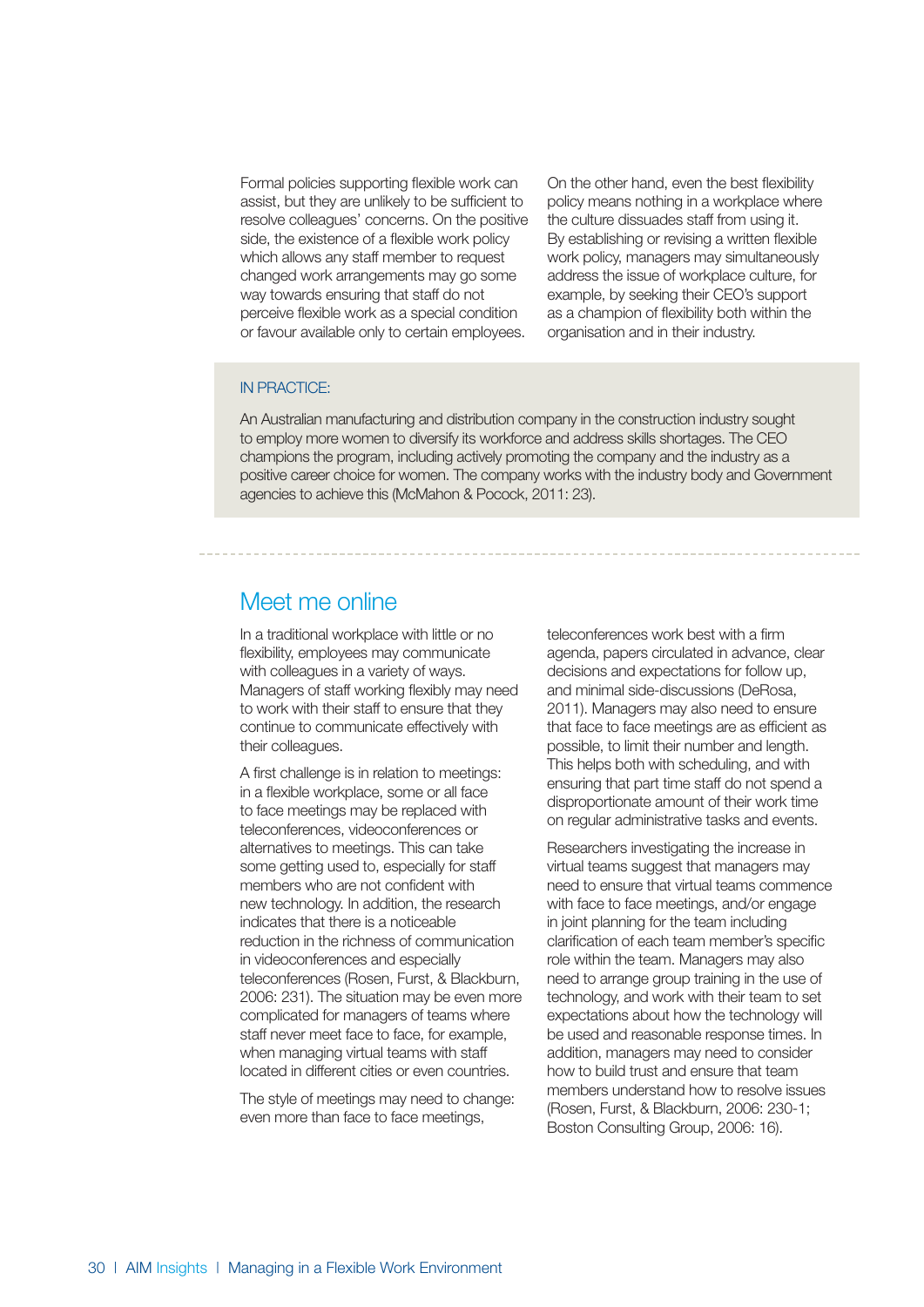Formal policies supporting flexible work can assist, but they are unlikely to be sufficient to resolve colleagues' concerns. On the positive side, the existence of a flexible work policy which allows any staff member to request changed work arrangements may go some way towards ensuring that staff do not perceive flexible work as a special condition or favour available only to certain employees.

On the other hand, even the best flexibility policy means nothing in a workplace where the culture dissuades staff from using it. By establishing or revising a written flexible work policy, managers may simultaneously address the issue of workplace culture, for example, by seeking their CEO's support as a champion of flexibility both within the organisation and in their industry.

> IN PRACTICE:
>
> An Australian manufacturing and distribution company in the construction industry sought to employ more women to diversify its workforce and address skills shortages. The CEO champions the program, including actively promoting the company and the industry as a positive career choice for women. The company works with the industry body and Government agencies to achieve this (McMahon & Pocock, 2011: 23).

## Meet me online

In a traditional workplace with little or no flexibility, employees may communicate with colleagues in a variety of ways. Managers of staff working flexibly may need to work with their staff to ensure that they continue to communicate effectively with their colleagues.

A first challenge is in relation to meetings: in a flexible workplace, some or all face to face meetings may be replaced with teleconferences, videoconferences or alternatives to meetings. This can take some getting used to, especially for staff members who are not confident with new technology. In addition, the research indicates that there is a noticeable reduction in the richness of communication in videoconferences and especially teleconferences (Rosen, Furst, & Blackburn, 2006: 231). The situation may be even more complicated for managers of teams where staff never meet face to face, for example, when managing virtual teams with staff located in different cities or even countries.

The style of meetings may need to change: even more than face to face meetings, teleconferences work best with a firm agenda, papers circulated in advance, clear decisions and expectations for follow up, and minimal side-discussions (DeRosa, 2011). Managers may also need to ensure that face to face meetings are as efficient as possible, to limit their number and length. This helps both with scheduling, and with ensuring that part time staff do not spend a disproportionate amount of their work time on regular administrative tasks and events.

Researchers investigating the increase in virtual teams suggest that managers may need to ensure that virtual teams commence with face to face meetings, and/or engage in joint planning for the team including clarification of each team member's specific role within the team. Managers may also need to arrange group training in the use of technology, and work with their team to set expectations about how the technology will be used and reasonable response times. In addition, managers may need to consider how to build trust and ensure that team members understand how to resolve issues (Rosen, Furst, & Blackburn, 2006: 230-1; Boston Consulting Group, 2006: 16).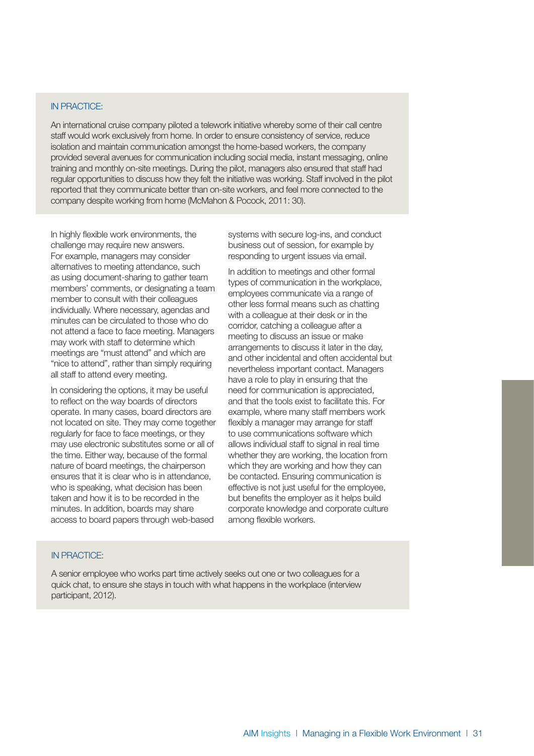IN PRACTICE:

An international cruise company piloted a telework initiative whereby some of their call centre staff would work exclusively from home. In order to ensure consistency of service, reduce isolation and maintain communication amongst the home-based workers, the company provided several avenues for communication including social media, instant messaging, online training and monthly on-site meetings. During the pilot, managers also ensured that staff had regular opportunities to discuss how they felt the initiative was working. Staff involved in the pilot reported that they communicate better than on-site workers, and feel more connected to the company despite working from home (McMahon & Pocock, 2011: 30).

In highly flexible work environments, the challenge may require new answers. For example, managers may consider alternatives to meeting attendance, such as using document-sharing to gather team members' comments, or designating a team member to consult with their colleagues individually. Where necessary, agendas and minutes can be circulated to those who do not attend a face to face meeting. Managers may work with staff to determine which meetings are "must attend" and which are "nice to attend", rather than simply requiring all staff to attend every meeting.

In considering the options, it may be useful to reflect on the way boards of directors operate. In many cases, board directors are not located on site. They may come together regularly for face to face meetings, or they may use electronic substitutes some or all of the time. Either way, because of the formal nature of board meetings, the chairperson ensures that it is clear who is in attendance, who is speaking, what decision has been taken and how it is to be recorded in the minutes. In addition, boards may share access to board papers through web-based systems with secure log-ins, and conduct business out of session, for example by responding to urgent issues via email.

In addition to meetings and other formal types of communication in the workplace, employees communicate via a range of other less formal means such as chatting with a colleague at their desk or in the corridor, catching a colleague after a meeting to discuss an issue or make arrangements to discuss it later in the day, and other incidental and often accidental but nevertheless important contact. Managers have a role to play in ensuring that the need for communication is appreciated, and that the tools exist to facilitate this. For example, where many staff members work flexibly a manager may arrange for staff to use communications software which allows individual staff to signal in real time whether they are working, the location from which they are working and how they can be contacted. Ensuring communication is effective is not just useful for the employee, but benefits the employer as it helps build corporate knowledge and corporate culture among flexible workers.

IN PRACTICE:

A senior employee who works part time actively seeks out one or two colleagues for a quick chat, to ensure she stays in touch with what happens in the workplace (interview participant, 2012).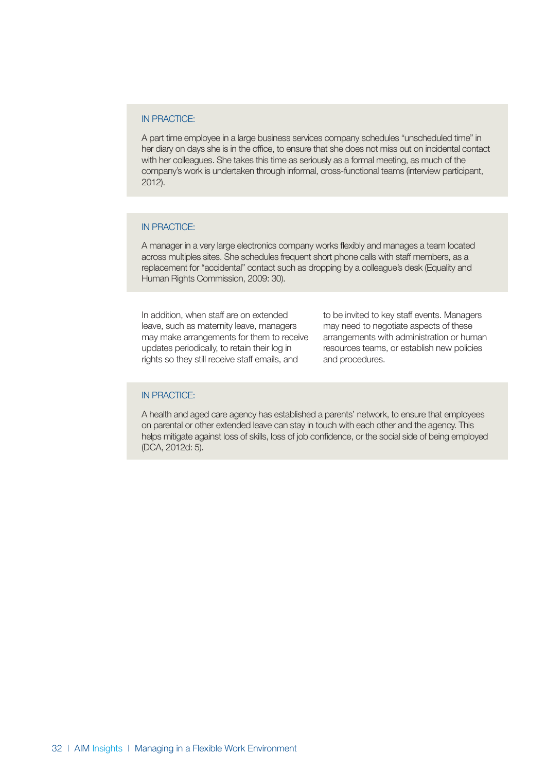IN PRACTICE:

A part time employee in a large business services company schedules "unscheduled time" in her diary on days she is in the office, to ensure that she does not miss out on incidental contact with her colleagues. She takes this time as seriously as a formal meeting, as much of the company's work is undertaken through informal, cross-functional teams (interview participant, 2012).

IN PRACTICE:

A manager in a very large electronics company works flexibly and manages a team located across multiples sites. She schedules frequent short phone calls with staff members, as a replacement for "accidental" contact such as dropping by a colleague's desk (Equality and Human Rights Commission, 2009: 30).

In addition, when staff are on extended leave, such as maternity leave, managers may make arrangements for them to receive updates periodically, to retain their log in rights so they still receive staff emails, and to be invited to key staff events. Managers may need to negotiate aspects of these arrangements with administration or human resources teams, or establish new policies and procedures.

IN PRACTICE:

A health and aged care agency has established a parents' network, to ensure that employees on parental or other extended leave can stay in touch with each other and the agency. This helps mitigate against loss of skills, loss of job confidence, or the social side of being employed (DCA, 2012d: 5).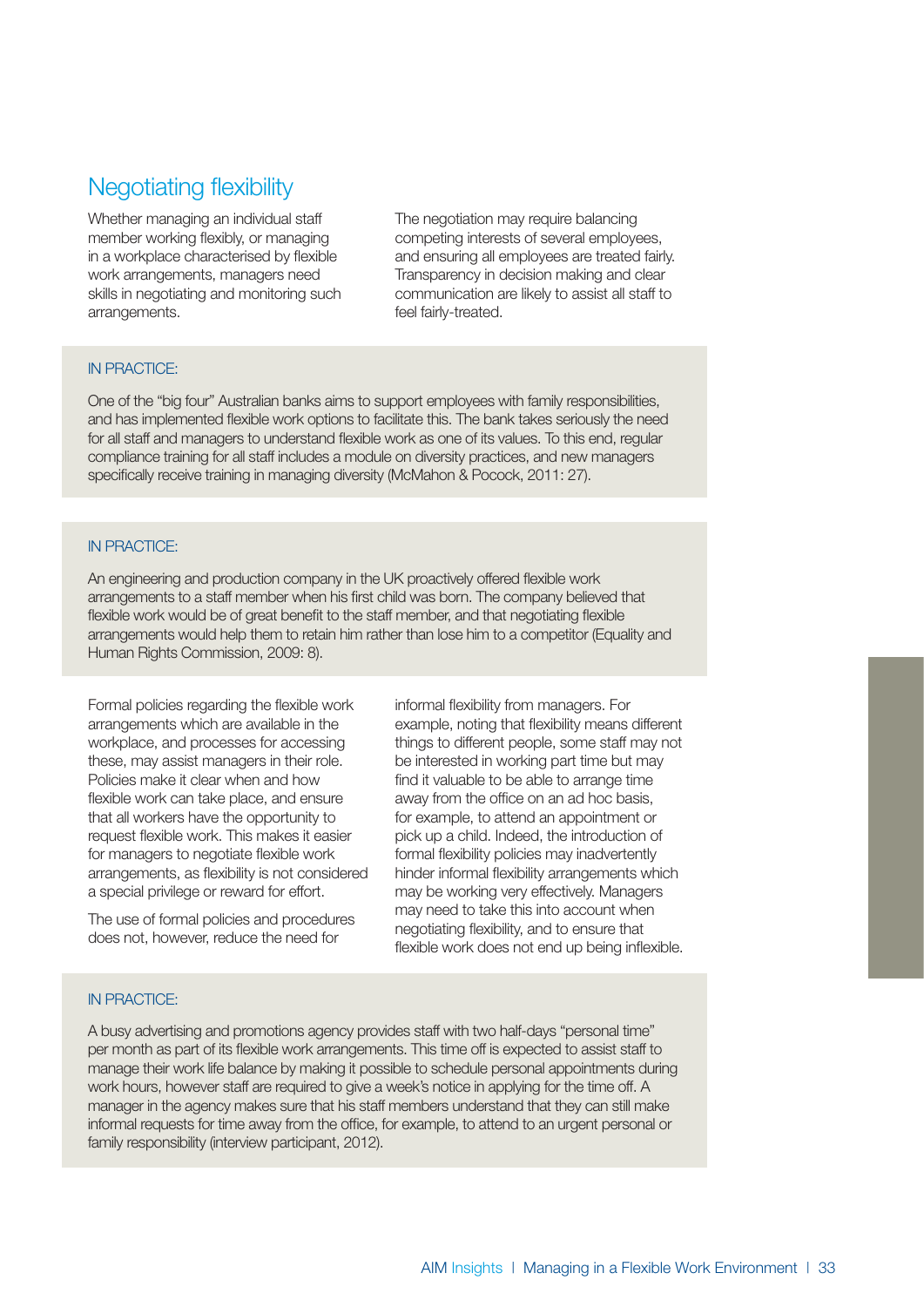## Negotiating flexibility

Whether managing an individual staff member working flexibly, or managing in a workplace characterised by flexible work arrangements, managers need skills in negotiating and monitoring such arrangements.

The negotiation may require balancing competing interests of several employees, and ensuring all employees are treated fairly. Transparency in decision making and clear communication are likely to assist all staff to feel fairly-treated.

> IN PRACTICE:
>
> One of the "big four" Australian banks aims to support employees with family responsibilities, and has implemented flexible work options to facilitate this. The bank takes seriously the need for all staff and managers to understand flexible work as one of its values. To this end, regular compliance training for all staff includes a module on diversity practices, and new managers specifically receive training in managing diversity (McMahon & Pocock, 2011: 27).

> IN PRACTICE:
>
> An engineering and production company in the UK proactively offered flexible work arrangements to a staff member when his first child was born. The company believed that flexible work would be of great benefit to the staff member, and that negotiating flexible arrangements would help them to retain him rather than lose him to a competitor (Equality and Human Rights Commission, 2009: 8).

Formal policies regarding the flexible work arrangements which are available in the workplace, and processes for accessing these, may assist managers in their role. Policies make it clear when and how flexible work can take place, and ensure that all workers have the opportunity to request flexible work. This makes it easier for managers to negotiate flexible work arrangements, as flexibility is not considered a special privilege or reward for effort.

The use of formal policies and procedures does not, however, reduce the need for informal flexibility from managers. For example, noting that flexibility means different things to different people, some staff may not be interested in working part time but may find it valuable to be able to arrange time away from the office on an ad hoc basis, for example, to attend an appointment or pick up a child. Indeed, the introduction of formal flexibility policies may inadvertently hinder informal flexibility arrangements which may be working very effectively. Managers may need to take this into account when negotiating flexibility, and to ensure that flexible work does not end up being inflexible.

> IN PRACTICE:
>
> A busy advertising and promotions agency provides staff with two half-days "personal time" per month as part of its flexible work arrangements. This time off is expected to assist staff to manage their work life balance by making it possible to schedule personal appointments during work hours, however staff are required to give a week's notice in applying for the time off. A manager in the agency makes sure that his staff members understand that they can still make informal requests for time away from the office, for example, to attend to an urgent personal or family responsibility (interview participant, 2012).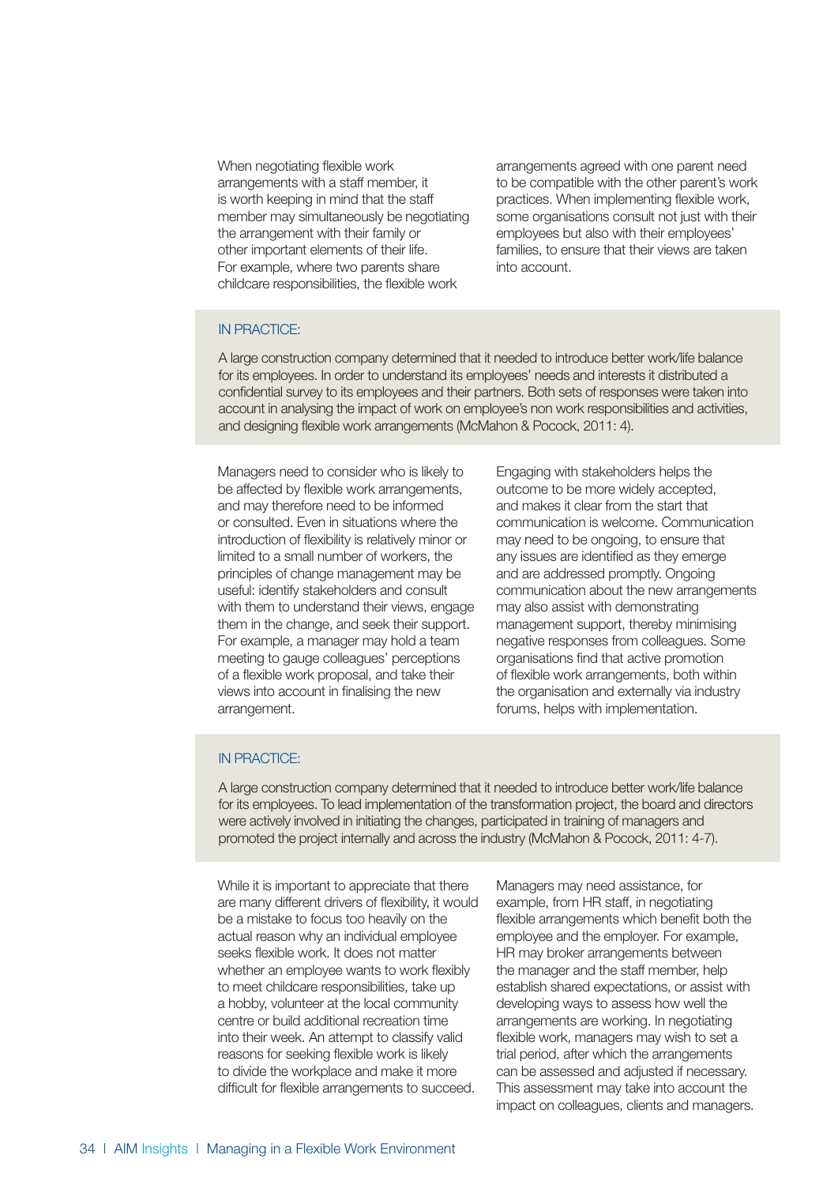When negotiating flexible work arrangements with a staff member, it is worth keeping in mind that the staff member may simultaneously be negotiating the arrangement with their family or other important elements of their life. For example, where two parents share childcare responsibilities, the flexible work arrangements agreed with one parent need to be compatible with the other parent's work practices. When implementing flexible work, some organisations consult not just with their employees but also with their employees' families, to ensure that their views are taken into account.

> IN PRACTICE:
>
> A large construction company determined that it needed to introduce better work/life balance for its employees. In order to understand its employees' needs and interests it distributed a confidential survey to its employees and their partners. Both sets of responses were taken into account in analysing the impact of work on employee's non work responsibilities and activities, and designing flexible work arrangements (McMahon & Pocock, 2011: 4).

Managers need to consider who is likely to be affected by flexible work arrangements, and may therefore need to be informed or consulted. Even in situations where the introduction of flexibility is relatively minor or limited to a small number of workers, the principles of change management may be useful: identify stakeholders and consult with them to understand their views, engage them in the change, and seek their support. For example, a manager may hold a team meeting to gauge colleagues' perceptions of a flexible work proposal, and take their views into account in finalising the new arrangement.

Engaging with stakeholders helps the outcome to be more widely accepted, and makes it clear from the start that communication is welcome. Communication may need to be ongoing, to ensure that any issues are identified as they emerge and are addressed promptly. Ongoing communication about the new arrangements may also assist with demonstrating management support, thereby minimising negative responses from colleagues. Some organisations find that active promotion of flexible work arrangements, both within the organisation and externally via industry forums, helps with implementation.

> IN PRACTICE:
>
> A large construction company determined that it needed to introduce better work/life balance for its employees. To lead implementation of the transformation project, the board and directors were actively involved in initiating the changes, participated in training of managers and promoted the project internally and across the industry (McMahon & Pocock, 2011: 4-7).

While it is important to appreciate that there are many different drivers of flexibility, it would be a mistake to focus too heavily on the actual reason why an individual employee seeks flexible work. It does not matter whether an employee wants to work flexibly to meet childcare responsibilities, take up a hobby, volunteer at the local community centre or build additional recreation time into their week. An attempt to classify valid reasons for seeking flexible work is likely to divide the workplace and make it more difficult for flexible arrangements to succeed.

Managers may need assistance, for example, from HR staff, in negotiating flexible arrangements which benefit both the employee and the employer. For example, HR may broker arrangements between the manager and the staff member, help establish shared expectations, or assist with developing ways to assess how well the arrangements are working. In negotiating flexible work, managers may wish to set a trial period, after which the arrangements can be assessed and adjusted if necessary. This assessment may take into account the impact on colleagues, clients and managers.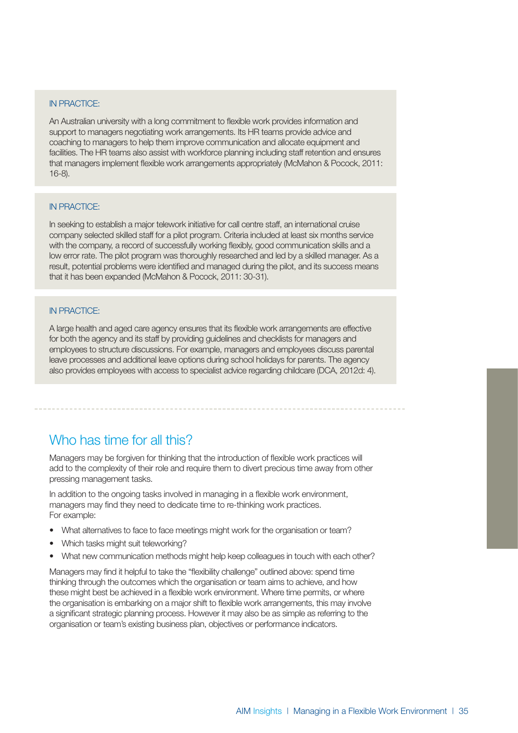IN PRACTICE:

An Australian university with a long commitment to flexible work provides information and support to managers negotiating work arrangements. Its HR teams provide advice and coaching to managers to help them improve communication and allocate equipment and facilities. The HR teams also assist with workforce planning including staff retention and ensures that managers implement flexible work arrangements appropriately (McMahon & Pocock, 2011: 16-8).

IN PRACTICE:

In seeking to establish a major telework initiative for call centre staff, an international cruise company selected skilled staff for a pilot program. Criteria included at least six months service with the company, a record of successfully working flexibly, good communication skills and a low error rate. The pilot program was thoroughly researched and led by a skilled manager. As a result, potential problems were identified and managed during the pilot, and its success means that it has been expanded (McMahon & Pocock, 2011: 30-31).

IN PRACTICE:

A large health and aged care agency ensures that its flexible work arrangements are effective for both the agency and its staff by providing guidelines and checklists for managers and employees to structure discussions. For example, managers and employees discuss parental leave processes and additional leave options during school holidays for parents. The agency also provides employees with access to specialist advice regarding childcare (DCA, 2012d: 4).

## Who has time for all this?

Managers may be forgiven for thinking that the introduction of flexible work practices will add to the complexity of their role and require them to divert precious time away from other pressing management tasks.

In addition to the ongoing tasks involved in managing in a flexible work environment, managers may find they need to dedicate time to re-thinking work practices. For example:

- What alternatives to face to face meetings might work for the organisation or team?
- Which tasks might suit teleworking?
- What new communication methods might help keep colleagues in touch with each other?

Managers may find it helpful to take the "flexibility challenge" outlined above: spend time thinking through the outcomes which the organisation or team aims to achieve, and how these might best be achieved in a flexible work environment. Where time permits, or where the organisation is embarking on a major shift to flexible work arrangements, this may involve a significant strategic planning process. However it may also be as simple as referring to the organisation or team's existing business plan, objectives or performance indicators.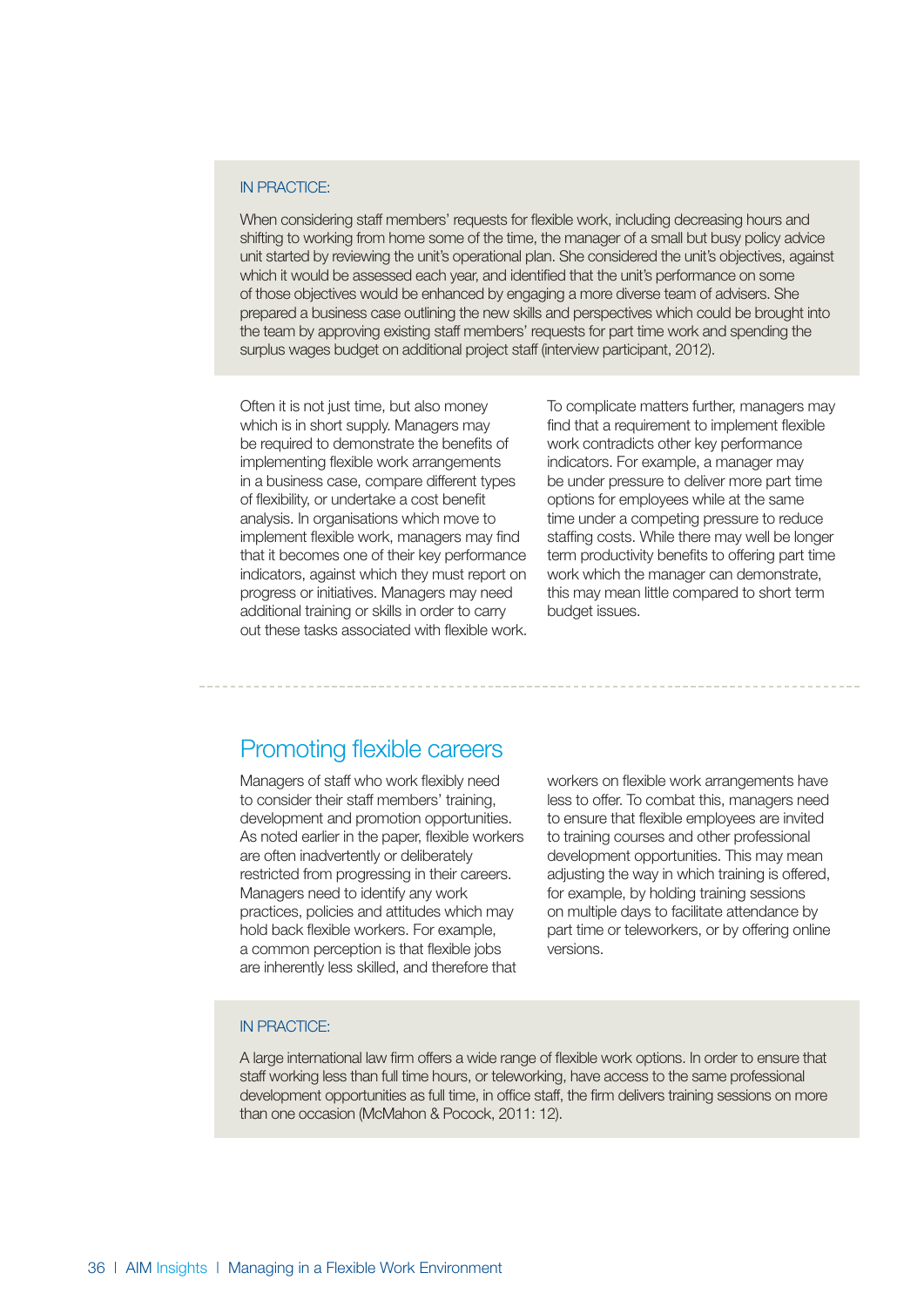IN PRACTICE:

When considering staff members' requests for flexible work, including decreasing hours and shifting to working from home some of the time, the manager of a small but busy policy advice unit started by reviewing the unit's operational plan. She considered the unit's objectives, against which it would be assessed each year, and identified that the unit's performance on some of those objectives would be enhanced by engaging a more diverse team of advisers. She prepared a business case outlining the new skills and perspectives which could be brought into the team by approving existing staff members' requests for part time work and spending the surplus wages budget on additional project staff (interview participant, 2012).

Often it is not just time, but also money which is in short supply. Managers may be required to demonstrate the benefits of implementing flexible work arrangements in a business case, compare different types of flexibility, or undertake a cost benefit analysis. In organisations which move to implement flexible work, managers may find that it becomes one of their key performance indicators, against which they must report on progress or initiatives. Managers may need additional training or skills in order to carry out these tasks associated with flexible work.

To complicate matters further, managers may find that a requirement to implement flexible work contradicts other key performance indicators. For example, a manager may be under pressure to deliver more part time options for employees while at the same time under a competing pressure to reduce staffing costs. While there may well be longer term productivity benefits to offering part time work which the manager can demonstrate, this may mean little compared to short term budget issues.

## Promoting flexible careers

Managers of staff who work flexibly need to consider their staff members' training, development and promotion opportunities. As noted earlier in the paper, flexible workers are often inadvertently or deliberately restricted from progressing in their careers. Managers need to identify any work practices, policies and attitudes which may hold back flexible workers. For example, a common perception is that flexible jobs are inherently less skilled, and therefore that workers on flexible work arrangements have less to offer. To combat this, managers need to ensure that flexible employees are invited to training courses and other professional development opportunities. This may mean adjusting the way in which training is offered, for example, by holding training sessions on multiple days to facilitate attendance by part time or teleworkers, or by offering online versions.

IN PRACTICE:

A large international law firm offers a wide range of flexible work options. In order to ensure that staff working less than full time hours, or teleworking, have access to the same professional development opportunities as full time, in office staff, the firm delivers training sessions on more than one occasion (McMahon & Pocock, 2011: 12).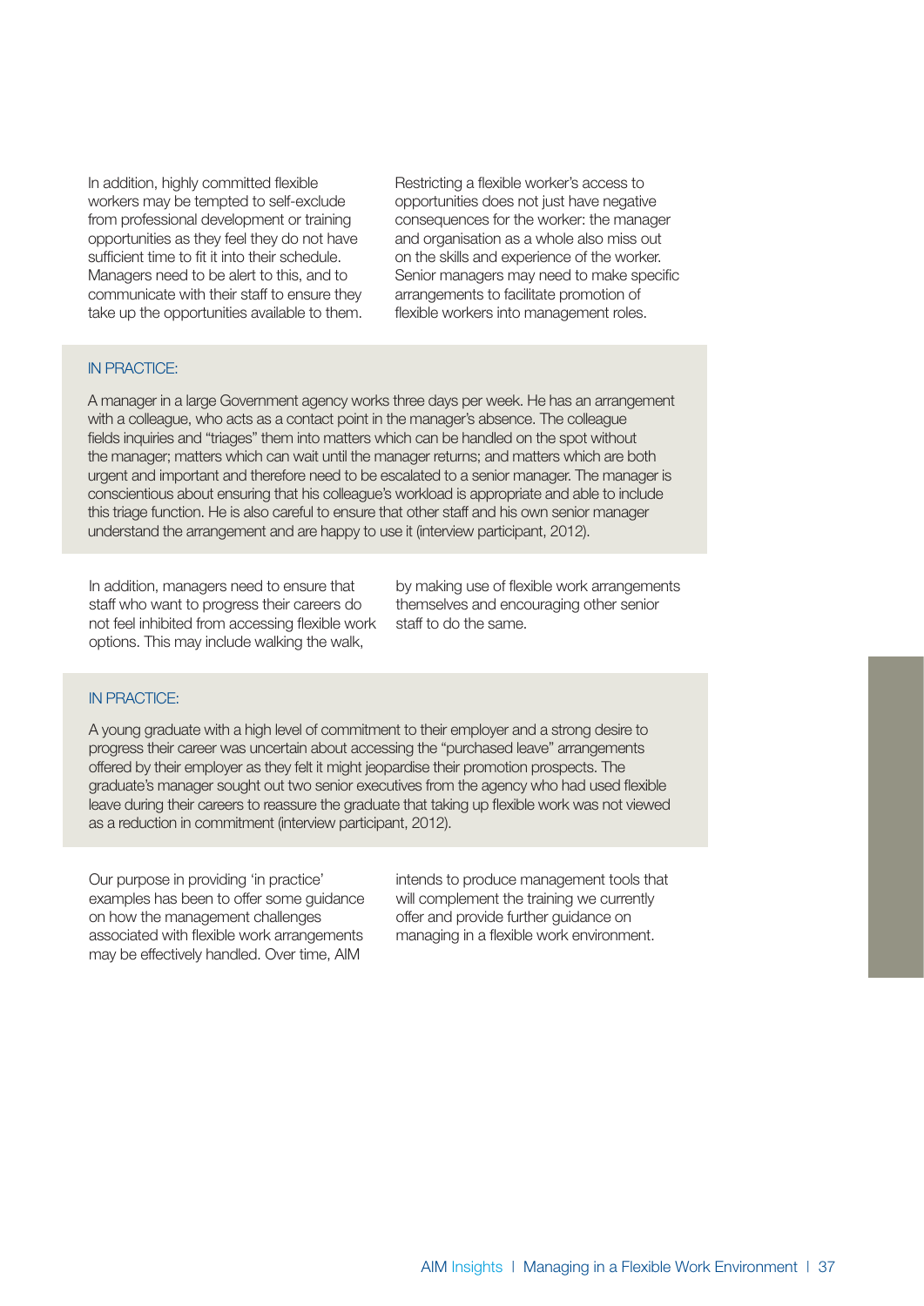In addition, highly committed flexible workers may be tempted to self-exclude from professional development or training opportunities as they feel they do not have sufficient time to fit it into their schedule. Managers need to be alert to this, and to communicate with their staff to ensure they take up the opportunities available to them.

Restricting a flexible worker's access to opportunities does not just have negative consequences for the worker: the manager and organisation as a whole also miss out on the skills and experience of the worker. Senior managers may need to make specific arrangements to facilitate promotion of flexible workers into management roles.

IN PRACTICE:

A manager in a large Government agency works three days per week. He has an arrangement with a colleague, who acts as a contact point in the manager's absence. The colleague fields inquiries and "triages" them into matters which can be handled on the spot without the manager; matters which can wait until the manager returns; and matters which are both urgent and important and therefore need to be escalated to a senior manager. The manager is conscientious about ensuring that his colleague's workload is appropriate and able to include this triage function. He is also careful to ensure that other staff and his own senior manager understand the arrangement and are happy to use it (interview participant, 2012).

In addition, managers need to ensure that staff who want to progress their careers do not feel inhibited from accessing flexible work options. This may include walking the walk, by making use of flexible work arrangements themselves and encouraging other senior staff to do the same.

IN PRACTICE:

A young graduate with a high level of commitment to their employer and a strong desire to progress their career was uncertain about accessing the "purchased leave" arrangements offered by their employer as they felt it might jeopardise their promotion prospects. The graduate's manager sought out two senior executives from the agency who had used flexible leave during their careers to reassure the graduate that taking up flexible work was not viewed as a reduction in commitment (interview participant, 2012).

Our purpose in providing 'in practice' examples has been to offer some guidance on how the management challenges associated with flexible work arrangements may be effectively handled. Over time, AIM intends to produce management tools that will complement the training we currently offer and provide further guidance on managing in a flexible work environment.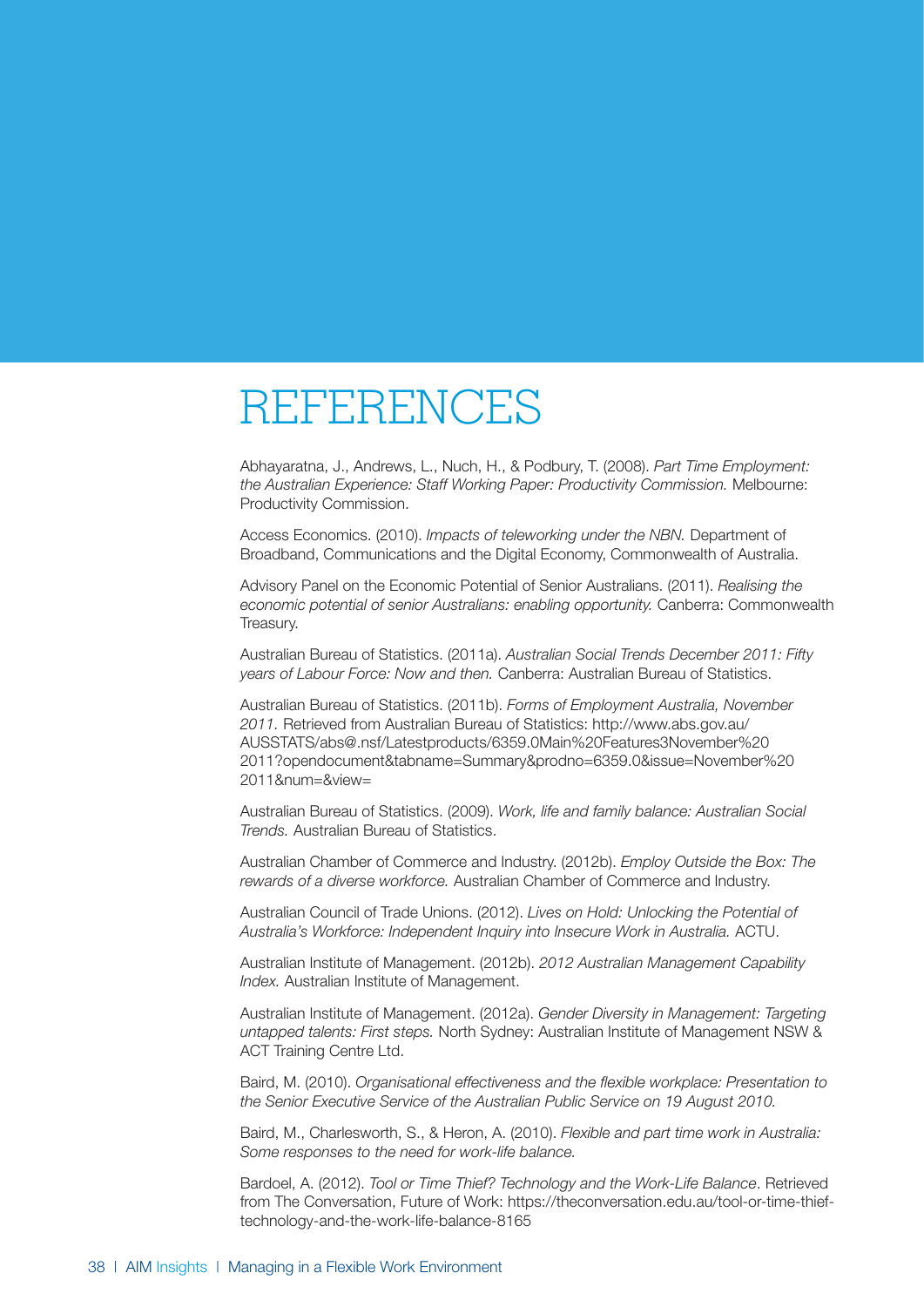# REFERENCES

Abhayaratna, J., Andrews, L., Nuch, H., & Podbury, T. (2008). *Part Time Employment: the Australian Experience: Staff Working Paper: Productivity Commission.* Melbourne: Productivity Commission.

Access Economics. (2010). *Impacts of teleworking under the NBN.* Department of Broadband, Communications and the Digital Economy, Commonwealth of Australia.

Advisory Panel on the Economic Potential of Senior Australians. (2011). *Realising the economic potential of senior Australians: enabling opportunity.* Canberra: Commonwealth Treasury.

Australian Bureau of Statistics. (2011a). *Australian Social Trends December 2011: Fifty years of Labour Force: Now and then.* Canberra: Australian Bureau of Statistics.

Australian Bureau of Statistics. (2011b). *Forms of Employment Australia, November 2011.* Retrieved from Australian Bureau of Statistics: http://www.abs.gov.au/AUSSTATS/abs@.nsf/Latestproducts/6359.0Main%20Features3November%202011?opendocument&tabname=Summary&prodno=6359.0&issue=November%202011&num=&view=

Australian Bureau of Statistics. (2009). *Work, life and family balance: Australian Social Trends.* Australian Bureau of Statistics.

Australian Chamber of Commerce and Industry. (2012b). *Employ Outside the Box: The rewards of a diverse workforce.* Australian Chamber of Commerce and Industry.

Australian Council of Trade Unions. (2012). *Lives on Hold: Unlocking the Potential of Australia's Workforce: Independent Inquiry into Insecure Work in Australia.* ACTU.

Australian Institute of Management. (2012b). *2012 Australian Management Capability Index.* Australian Institute of Management.

Australian Institute of Management. (2012a). *Gender Diversity in Management: Targeting untapped talents: First steps.* North Sydney: Australian Institute of Management NSW & ACT Training Centre Ltd.

Baird, M. (2010). *Organisational effectiveness and the flexible workplace: Presentation to the Senior Executive Service of the Australian Public Service on 19 August 2010.*

Baird, M., Charlesworth, S., & Heron, A. (2010). *Flexible and part time work in Australia: Some responses to the need for work-life balance.*

Bardoel, A. (2012). *Tool or Time Thief? Technology and the Work-Life Balance*. Retrieved from The Conversation, Future of Work: https://theconversation.edu.au/tool-or-time-thief-technology-and-the-work-life-balance-8165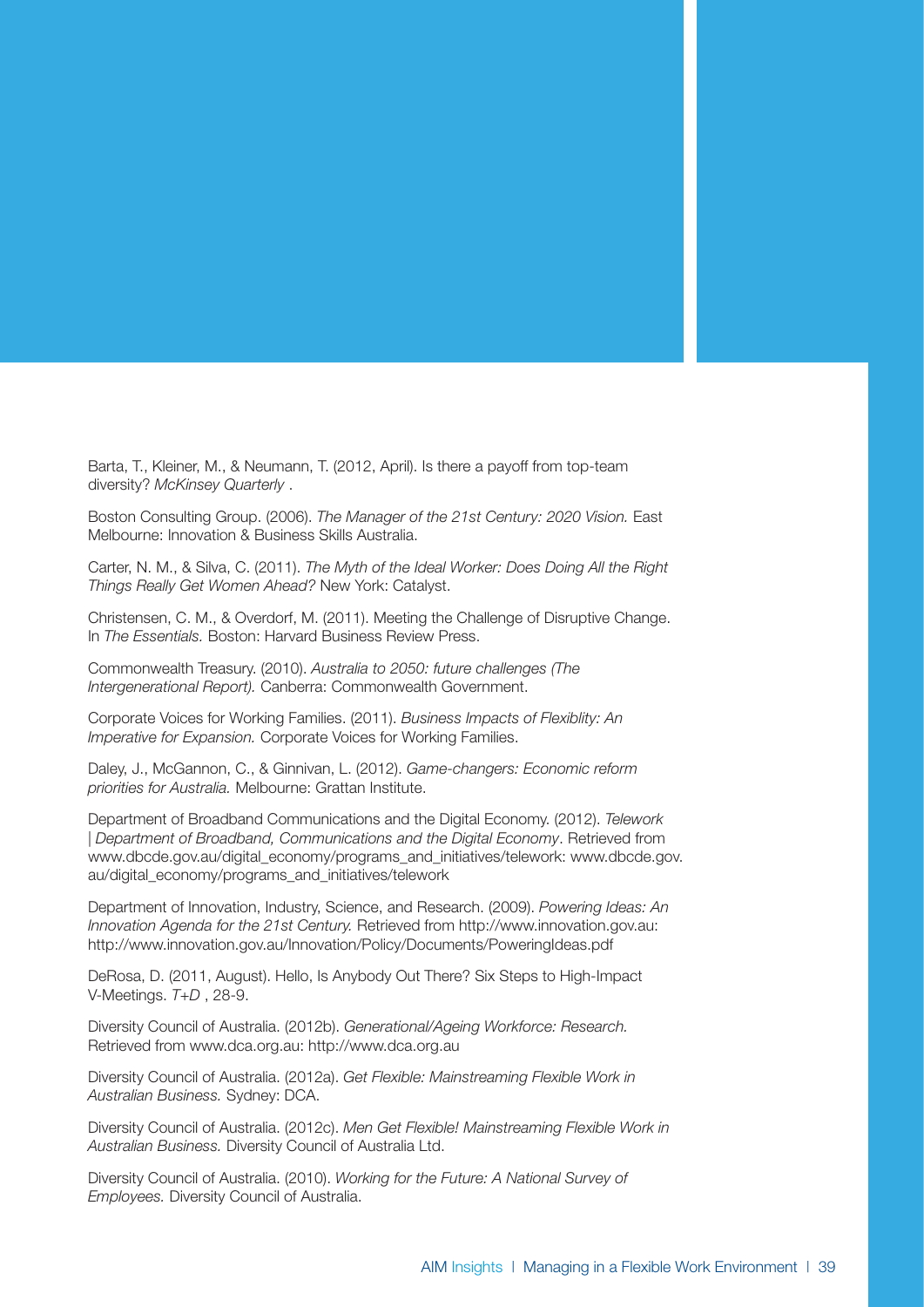Barta, T., Kleiner, M., & Neumann, T. (2012, April). Is there a payoff from top-team diversity? *McKinsey Quarterly* .

Boston Consulting Group. (2006). *The Manager of the 21st Century: 2020 Vision.* East Melbourne: Innovation & Business Skills Australia.

Carter, N. M., & Silva, C. (2011). *The Myth of the Ideal Worker: Does Doing All the Right Things Really Get Women Ahead?* New York: Catalyst.

Christensen, C. M., & Overdorf, M. (2011). Meeting the Challenge of Disruptive Change. In *The Essentials.* Boston: Harvard Business Review Press.

Commonwealth Treasury. (2010). *Australia to 2050: future challenges (The Intergenerational Report).* Canberra: Commonwealth Government.

Corporate Voices for Working Families. (2011). *Business Impacts of Flexiblity: An Imperative for Expansion.* Corporate Voices for Working Families.

Daley, J., McGannon, C., & Ginnivan, L. (2012). *Game-changers: Economic reform priorities for Australia.* Melbourne: Grattan Institute.

Department of Broadband Communications and the Digital Economy. (2012). *Telework | Department of Broadband, Communications and the Digital Economy*. Retrieved from www.dbcde.gov.au/digital_economy/programs_and_initiatives/telework: www.dbcde.gov.au/digital_economy/programs_and_initiatives/telework

Department of Innovation, Industry, Science, and Research. (2009). *Powering Ideas: An Innovation Agenda for the 21st Century.* Retrieved from http://www.innovation.gov.au: http://www.innovation.gov.au/Innovation/Policy/Documents/PoweringIdeas.pdf

DeRosa, D. (2011, August). Hello, Is Anybody Out There? Six Steps to High-Impact V-Meetings. *T+D* , 28-9.

Diversity Council of Australia. (2012b). *Generational/Ageing Workforce: Research.* Retrieved from www.dca.org.au: http://www.dca.org.au

Diversity Council of Australia. (2012a). *Get Flexible: Mainstreaming Flexible Work in Australian Business.* Sydney: DCA.

Diversity Council of Australia. (2012c). *Men Get Flexible! Mainstreaming Flexible Work in Australian Business.* Diversity Council of Australia Ltd.

Diversity Council of Australia. (2010). *Working for the Future: A National Survey of Employees.* Diversity Council of Australia.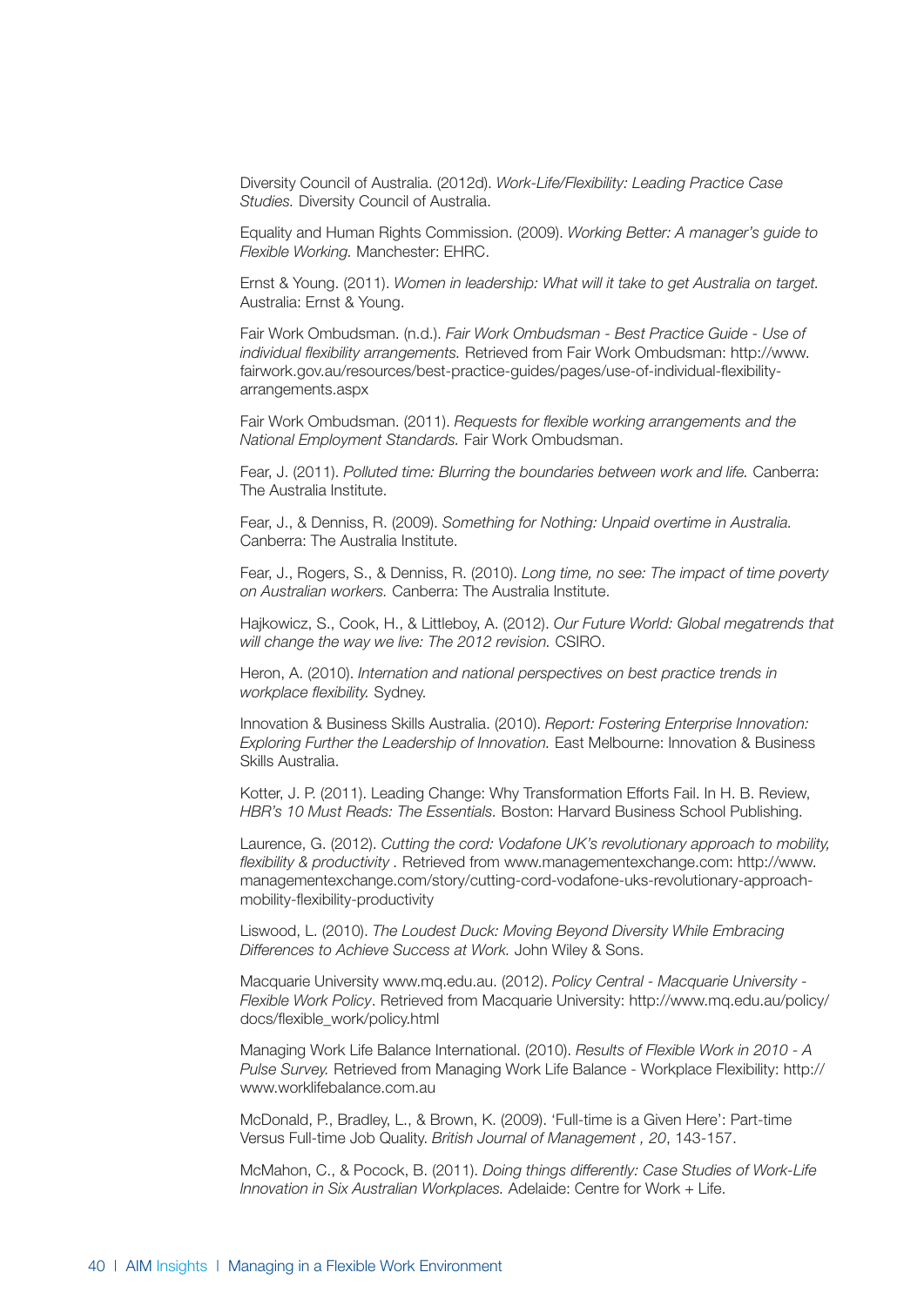Diversity Council of Australia. (2012d). *Work-Life/Flexibility: Leading Practice Case Studies.* Diversity Council of Australia.

Equality and Human Rights Commission. (2009). *Working Better: A manager's guide to Flexible Working.* Manchester: EHRC.

Ernst & Young. (2011). *Women in leadership: What will it take to get Australia on target.* Australia: Ernst & Young.

Fair Work Ombudsman. (n.d.). *Fair Work Ombudsman - Best Practice Guide - Use of individual flexibility arrangements.* Retrieved from Fair Work Ombudsman: http://www.fairwork.gov.au/resources/best-practice-guides/pages/use-of-individual-flexibility-arrangements.aspx

Fair Work Ombudsman. (2011). *Requests for flexible working arrangements and the National Employment Standards.* Fair Work Ombudsman.

Fear, J. (2011). *Polluted time: Blurring the boundaries between work and life.* Canberra: The Australia Institute.

Fear, J., & Denniss, R. (2009). *Something for Nothing: Unpaid overtime in Australia.* Canberra: The Australia Institute.

Fear, J., Rogers, S., & Denniss, R. (2010). *Long time, no see: The impact of time poverty on Australian workers.* Canberra: The Australia Institute.

Hajkowicz, S., Cook, H., & Littleboy, A. (2012). *Our Future World: Global megatrends that will change the way we live: The 2012 revision.* CSIRO.

Heron, A. (2010). *Internation and national perspectives on best practice trends in workplace flexibility.* Sydney.

Innovation & Business Skills Australia. (2010). *Report: Fostering Enterprise Innovation: Exploring Further the Leadership of Innovation.* East Melbourne: Innovation & Business Skills Australia.

Kotter, J. P. (2011). Leading Change: Why Transformation Efforts Fail. In H. B. Review, *HBR's 10 Must Reads: The Essentials.* Boston: Harvard Business School Publishing.

Laurence, G. (2012). *Cutting the cord: Vodafone UK's revolutionary approach to mobility, flexibility & productivity .* Retrieved from www.managementexchange.com: http://www.managementexchange.com/story/cutting-cord-vodafone-uks-revolutionary-approach-mobility-flexibility-productivity

Liswood, L. (2010). *The Loudest Duck: Moving Beyond Diversity While Embracing Differences to Achieve Success at Work.* John Wiley & Sons.

Macquarie University www.mq.edu.au. (2012). *Policy Central - Macquarie University - Flexible Work Policy*. Retrieved from Macquarie University: http://www.mq.edu.au/policy/docs/flexible_work/policy.html

Managing Work Life Balance International. (2010). *Results of Flexible Work in 2010 - A Pulse Survey.* Retrieved from Managing Work Life Balance - Workplace Flexibility: http://www.worklifebalance.com.au

McDonald, P., Bradley, L., & Brown, K. (2009). 'Full-time is a Given Here': Part-time Versus Full-time Job Quality. *British Journal of Management , 20*, 143-157.

McMahon, C., & Pocock, B. (2011). *Doing things differently: Case Studies of Work-Life Innovation in Six Australian Workplaces.* Adelaide: Centre for Work + Life.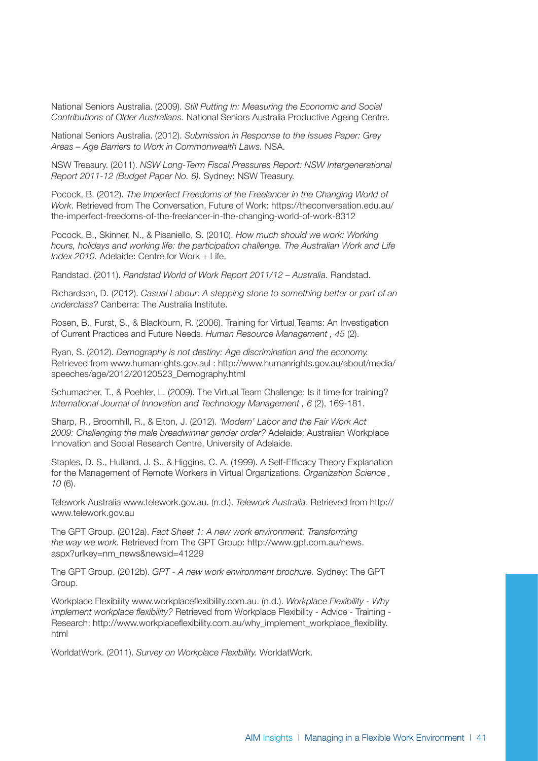National Seniors Australia. (2009). *Still Putting In: Measuring the Economic and Social Contributions of Older Australians.* National Seniors Australia Productive Ageing Centre.

National Seniors Australia. (2012). *Submission in Response to the Issues Paper: Grey Areas – Age Barriers to Work in Commonwealth Laws.* NSA.

NSW Treasury. (2011). *NSW Long-Term Fiscal Pressures Report: NSW Intergenerational Report 2011-12 (Budget Paper No. 6).* Sydney: NSW Treasury.

Pocock, B. (2012). *The Imperfect Freedoms of the Freelancer in the Changing World of Work*. Retrieved from The Conversation, Future of Work: https://theconversation.edu.au/the-imperfect-freedoms-of-the-freelancer-in-the-changing-world-of-work-8312

Pocock, B., Skinner, N., & Pisaniello, S. (2010). *How much should we work: Working hours, holidays and working life: the participation challenge. The Australian Work and Life Index 2010.* Adelaide: Centre for Work + Life.

Randstad. (2011). *Randstad World of Work Report 2011/12 – Australia.* Randstad.

Richardson, D. (2012). *Casual Labour: A stepping stone to something better or part of an underclass?* Canberra: The Australia Institute.

Rosen, B., Furst, S., & Blackburn, R. (2006). Training for Virtual Teams: An Investigation of Current Practices and Future Needs. *Human Resource Management , 45* (2).

Ryan, S. (2012). *Demography is not destiny: Age discrimination and the economy.* Retrieved from www.humanrights.gov.aul : http://www.humanrights.gov.au/about/media/speeches/age/2012/20120523_Demography.html

Schumacher, T., & Poehler, L. (2009). The Virtual Team Challenge: Is it time for training? *International Journal of Innovation and Technology Management , 6* (2), 169-181.

Sharp, R., Broomhill, R., & Elton, J. (2012). *'Modern' Labor and the Fair Work Act 2009: Challenging the male breadwinner gender order?* Adelaide: Australian Workplace Innovation and Social Research Centre, University of Adelaide.

Staples, D. S., Hulland, J. S., & Higgins, C. A. (1999). A Self-Efficacy Theory Explanation for the Management of Remote Workers in Virtual Organizations. *Organization Science , 10* (6).

Telework Australia www.telework.gov.au. (n.d.). *Telework Australia*. Retrieved from http://www.telework.gov.au

The GPT Group. (2012a). *Fact Sheet 1: A new work environment: Transforming the way we work.* Retrieved from The GPT Group: http://www.gpt.com.au/news.aspx?urlkey=nm_news&newsid=41229

The GPT Group. (2012b). *GPT - A new work environment brochure.* Sydney: The GPT Group.

Workplace Flexibility www.workplaceflexibility.com.au. (n.d.). *Workplace Flexibility - Why implement workplace flexibility?* Retrieved from Workplace Flexibility - Advice - Training - Research: http://www.workplaceflexibility.com.au/why_implement_workplace_flexibility.html

WorldatWork. (2011). *Survey on Workplace Flexibility.* WorldatWork.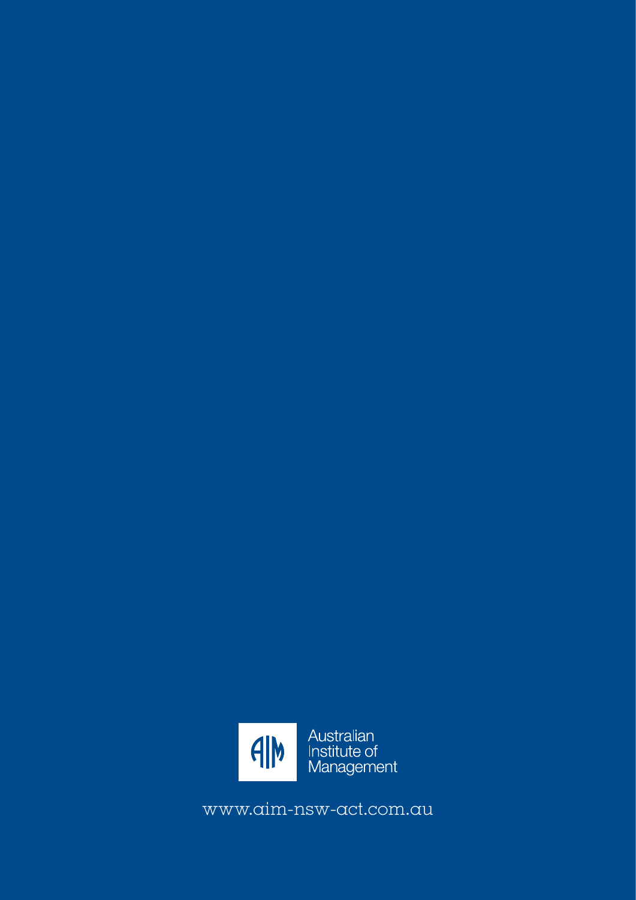Australian
Institute of
Management

www.aim-nsw-act.com.au